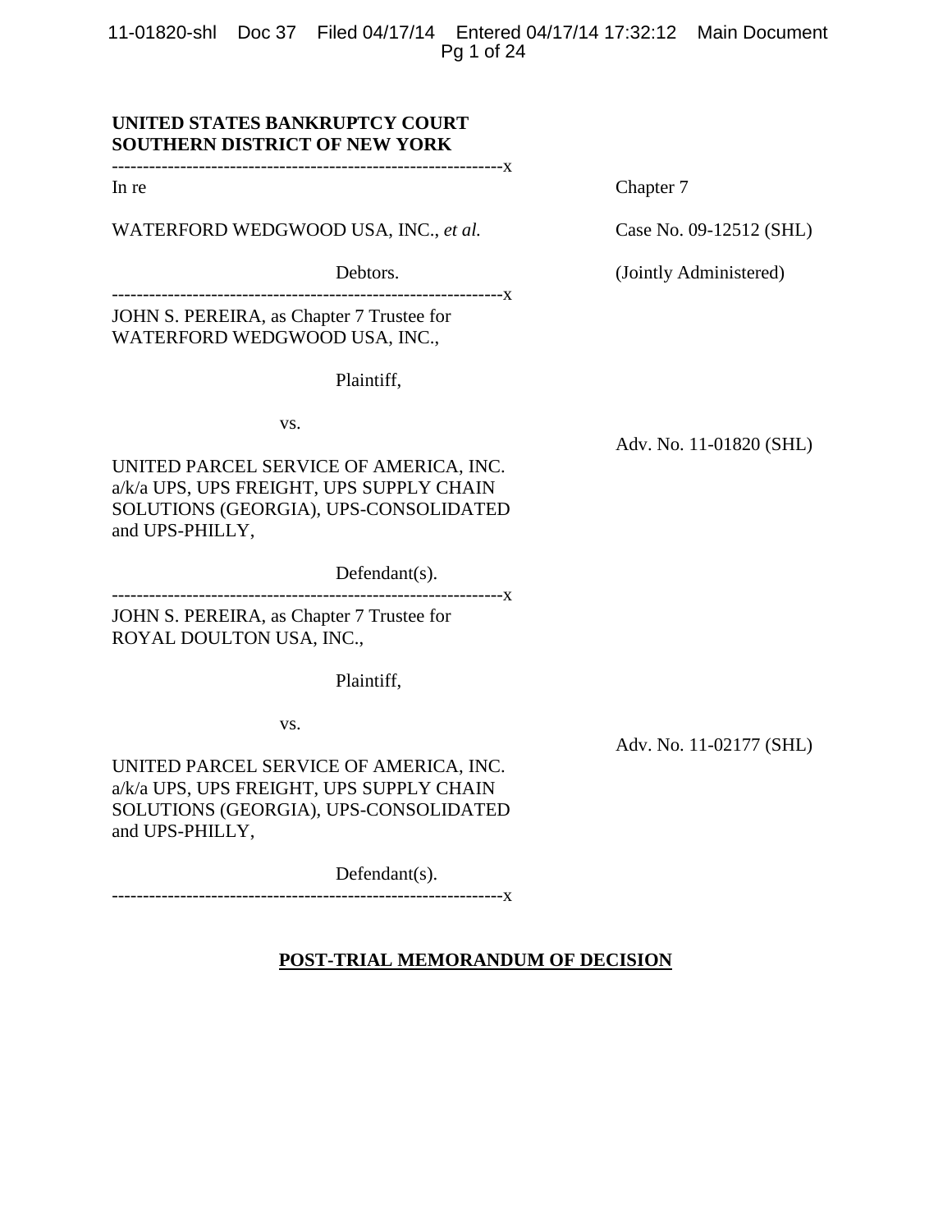**UNITED STATES BANKRUPTCY COURT**
**SOUTHERN DISTRICT OF NEW YORK**

---------------------------------------------------------------x

In re

WATERFORD WEDGWOOD USA, INC., *et al.*

Debtors.

Chapter 7

Case No. 09-12512 (SHL)

(Jointly Administered)

---------------------------------------------------------------x

JOHN S. PEREIRA, as Chapter 7 Trustee for WATERFORD WEDGWOOD USA, INC.,

Plaintiff,

vs.

UNITED PARCEL SERVICE OF AMERICA, INC. a/k/a UPS, UPS FREIGHT, UPS SUPPLY CHAIN SOLUTIONS (GEORGIA), UPS-CONSOLIDATED and UPS-PHILLY,

Defendant(s).

Adv. No. 11-01820 (SHL)

---------------------------------------------------------------x

JOHN S. PEREIRA, as Chapter 7 Trustee for ROYAL DOULTON USA, INC.,

Plaintiff,

vs.

UNITED PARCEL SERVICE OF AMERICA, INC. a/k/a UPS, UPS FREIGHT, UPS SUPPLY CHAIN SOLUTIONS (GEORGIA), UPS-CONSOLIDATED and UPS-PHILLY,

Defendant(s).

Adv. No. 11-02177 (SHL)

---------------------------------------------------------------x

**POST-TRIAL MEMORANDUM OF DECISION**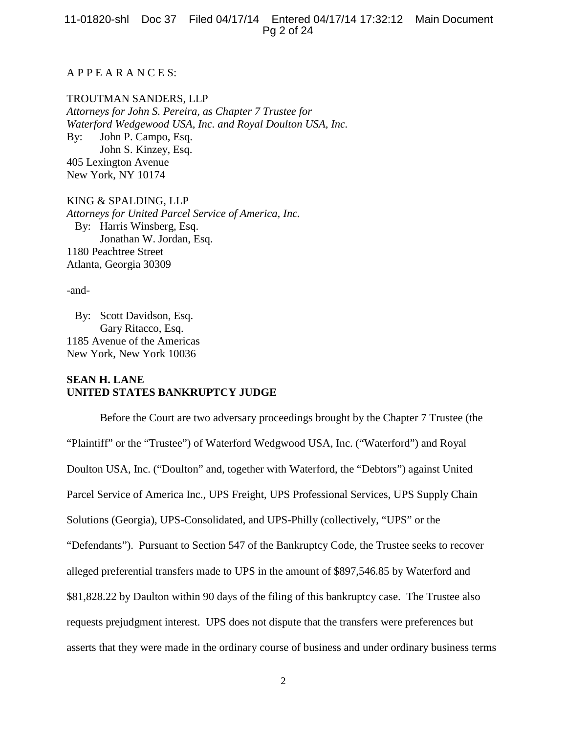A P P E A R A N C E S:

TROUTMAN SANDERS, LLP
*Attorneys for John S. Pereira, as Chapter 7 Trustee for Waterford Wedgewood USA, Inc. and Royal Doulton USA, Inc.*
By: John P. Campo, Esq.
John S. Kinzey, Esq.
405 Lexington Avenue
New York, NY 10174

KING & SPALDING, LLP
*Attorneys for United Parcel Service of America, Inc.*
By: Harris Winsberg, Esq.
Jonathan W. Jordan, Esq.
1180 Peachtree Street
Atlanta, Georgia 30309

-and-

By: Scott Davidson, Esq.
Gary Ritacco, Esq.
1185 Avenue of the Americas
New York, New York 10036

**SEAN H. LANE**
**UNITED STATES BANKRUPTCY JUDGE**

Before the Court are two adversary proceedings brought by the Chapter 7 Trustee (the "Plaintiff" or the "Trustee") of Waterford Wedgwood USA, Inc. ("Waterford") and Royal Doulton USA, Inc. ("Doulton" and, together with Waterford, the "Debtors") against United Parcel Service of America Inc., UPS Freight, UPS Professional Services, UPS Supply Chain Solutions (Georgia), UPS-Consolidated, and UPS-Philly (collectively, "UPS" or the "Defendants"). Pursuant to Section 547 of the Bankruptcy Code, the Trustee seeks to recover alleged preferential transfers made to UPS in the amount of $897,546.85 by Waterford and $81,828.22 by Daulton within 90 days of the filing of this bankruptcy case. The Trustee also requests prejudgment interest. UPS does not dispute that the transfers were preferences but asserts that they were made in the ordinary course of business and under ordinary business terms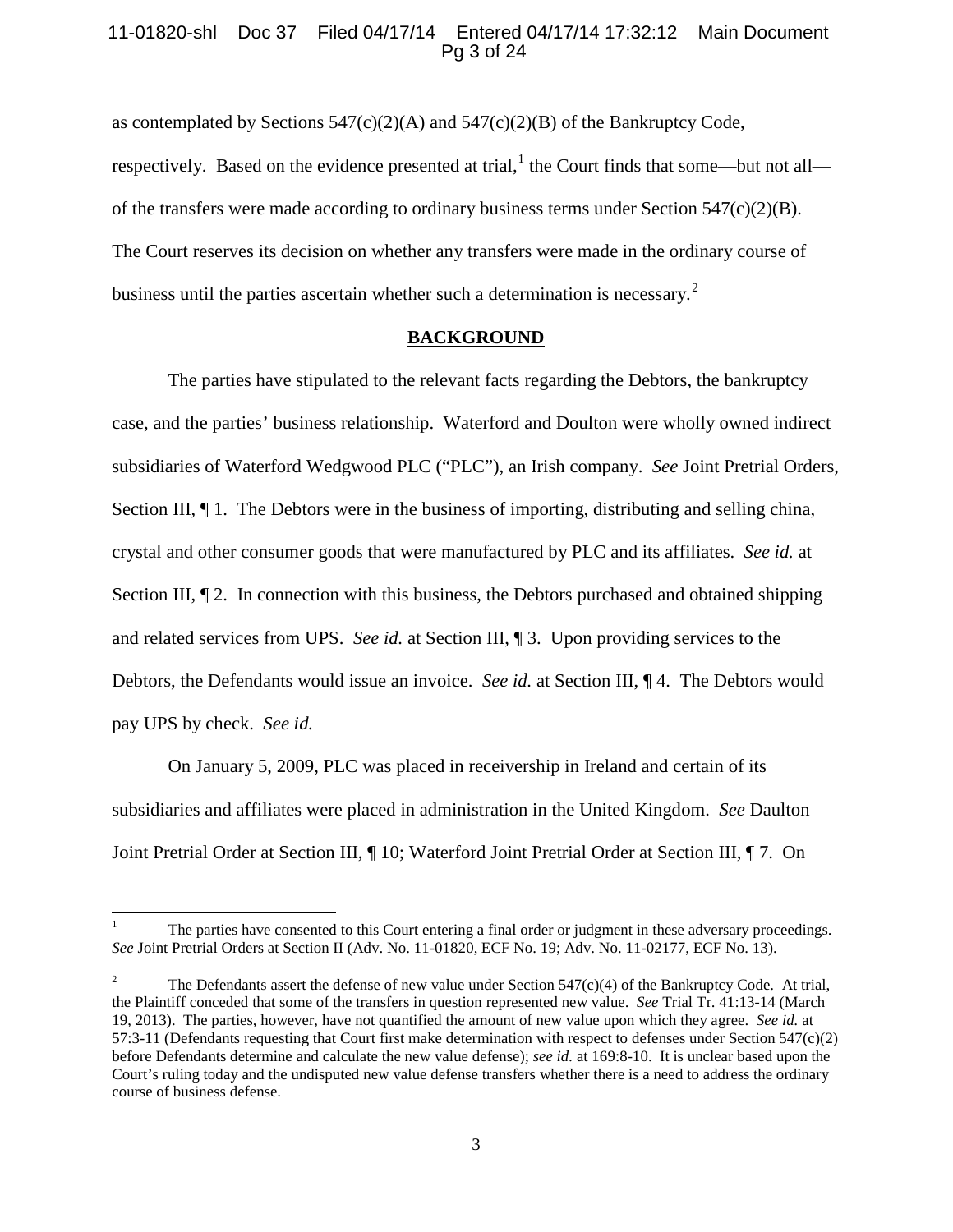as contemplated by Sections 547(c)(2)(A) and 547(c)(2)(B) of the Bankruptcy Code, respectively. Based on the evidence presented at trial,[1] the Court finds that some—but not all—of the transfers were made according to ordinary business terms under Section 547(c)(2)(B). The Court reserves its decision on whether any transfers were made in the ordinary course of business until the parties ascertain whether such a determination is necessary.[2]

## BACKGROUND

The parties have stipulated to the relevant facts regarding the Debtors, the bankruptcy case, and the parties' business relationship. Waterford and Doulton were wholly owned indirect subsidiaries of Waterford Wedgwood PLC ("PLC"), an Irish company. *See* Joint Pretrial Orders, Section III, ¶ 1. The Debtors were in the business of importing, distributing and selling china, crystal and other consumer goods that were manufactured by PLC and its affiliates. *See id.* at Section III, ¶ 2. In connection with this business, the Debtors purchased and obtained shipping and related services from UPS. *See id.* at Section III, ¶ 3. Upon providing services to the Debtors, the Defendants would issue an invoice. *See id.* at Section III, ¶ 4. The Debtors would pay UPS by check. *See id.*

On January 5, 2009, PLC was placed in receivership in Ireland and certain of its subsidiaries and affiliates were placed in administration in the United Kingdom. *See* Daulton Joint Pretrial Order at Section III, ¶ 10; Waterford Joint Pretrial Order at Section III, ¶ 7. On

---

[1] The parties have consented to this Court entering a final order or judgment in these adversary proceedings. *See* Joint Pretrial Orders at Section II (Adv. No. 11-01820, ECF No. 19; Adv. No. 11-02177, ECF No. 13).

[2] The Defendants assert the defense of new value under Section 547(c)(4) of the Bankruptcy Code. At trial, the Plaintiff conceded that some of the transfers in question represented new value. *See* Trial Tr. 41:13-14 (March 19, 2013). The parties, however, have not quantified the amount of new value upon which they agree. *See id.* at 57:3-11 (Defendants requesting that Court first make determination with respect to defenses under Section 547(c)(2) before Defendants determine and calculate the new value defense); *see id.* at 169:8-10. It is unclear based upon the Court's ruling today and the undisputed new value defense transfers whether there is a need to address the ordinary course of business defense.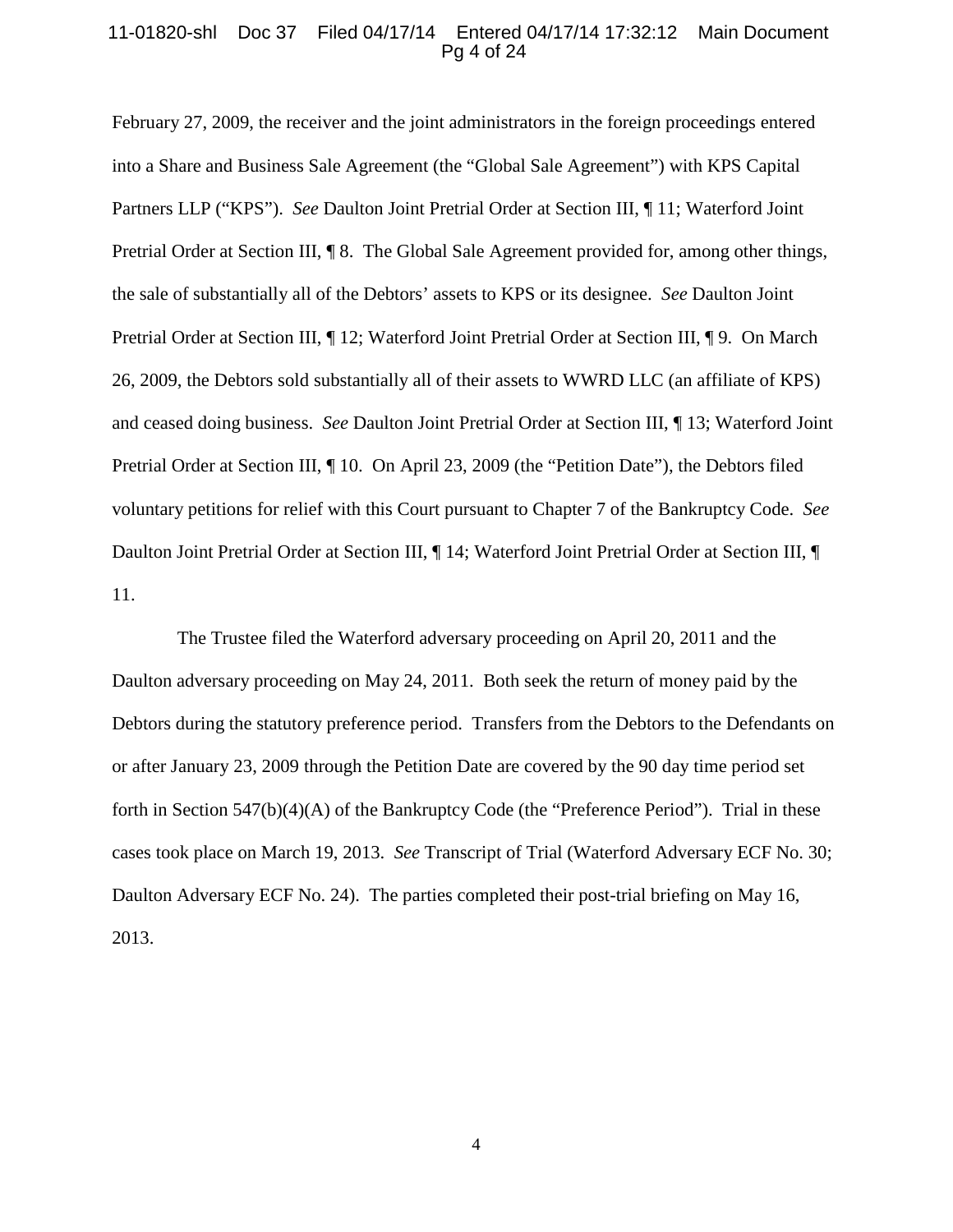February 27, 2009, the receiver and the joint administrators in the foreign proceedings entered into a Share and Business Sale Agreement (the "Global Sale Agreement") with KPS Capital Partners LLP ("KPS"). *See* Daulton Joint Pretrial Order at Section III, ¶ 11; Waterford Joint Pretrial Order at Section III, ¶ 8. The Global Sale Agreement provided for, among other things, the sale of substantially all of the Debtors' assets to KPS or its designee. *See* Daulton Joint Pretrial Order at Section III, ¶ 12; Waterford Joint Pretrial Order at Section III, ¶ 9. On March 26, 2009, the Debtors sold substantially all of their assets to WWRD LLC (an affiliate of KPS) and ceased doing business. *See* Daulton Joint Pretrial Order at Section III, ¶ 13; Waterford Joint Pretrial Order at Section III, ¶ 10. On April 23, 2009 (the "Petition Date"), the Debtors filed voluntary petitions for relief with this Court pursuant to Chapter 7 of the Bankruptcy Code. *See* Daulton Joint Pretrial Order at Section III, ¶ 14; Waterford Joint Pretrial Order at Section III, ¶ 11.

The Trustee filed the Waterford adversary proceeding on April 20, 2011 and the Daulton adversary proceeding on May 24, 2011. Both seek the return of money paid by the Debtors during the statutory preference period. Transfers from the Debtors to the Defendants on or after January 23, 2009 through the Petition Date are covered by the 90 day time period set forth in Section 547(b)(4)(A) of the Bankruptcy Code (the "Preference Period"). Trial in these cases took place on March 19, 2013. *See* Transcript of Trial (Waterford Adversary ECF No. 30; Daulton Adversary ECF No. 24). The parties completed their post-trial briefing on May 16, 2013.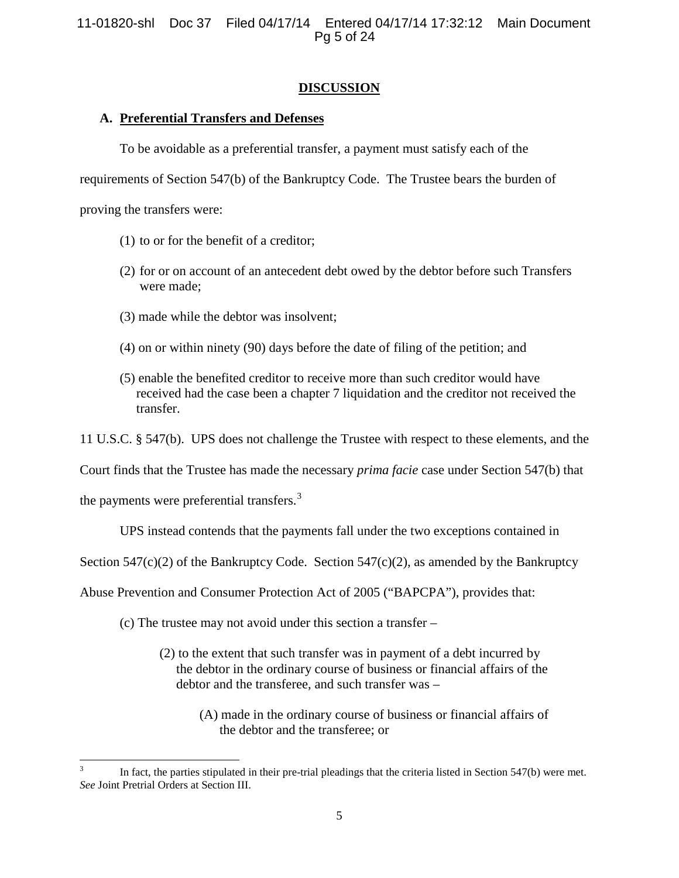## DISCUSSION

### A. Preferential Transfers and Defenses

To be avoidable as a preferential transfer, a payment must satisfy each of the requirements of Section 547(b) of the Bankruptcy Code. The Trustee bears the burden of proving the transfers were:

(1) to or for the benefit of a creditor;

(2) for or on account of an antecedent debt owed by the debtor before such Transfers were made;

(3) made while the debtor was insolvent;

(4) on or within ninety (90) days before the date of filing of the petition; and

(5) enable the benefited creditor to receive more than such creditor would have received had the case been a chapter 7 liquidation and the creditor not received the transfer.

11 U.S.C. § 547(b). UPS does not challenge the Trustee with respect to these elements, and the Court finds that the Trustee has made the necessary *prima facie* case under Section 547(b) that the payments were preferential transfers.[3]

UPS instead contends that the payments fall under the two exceptions contained in Section 547(c)(2) of the Bankruptcy Code. Section 547(c)(2), as amended by the Bankruptcy Abuse Prevention and Consumer Protection Act of 2005 ("BAPCPA"), provides that:

> (c) The trustee may not avoid under this section a transfer –
>
> > (2) to the extent that such transfer was in payment of a debt incurred by the debtor in the ordinary course of business or financial affairs of the debtor and the transferee, and such transfer was –
> >
> > > (A) made in the ordinary course of business or financial affairs of the debtor and the transferee; or

---

[3] In fact, the parties stipulated in their pre-trial pleadings that the criteria listed in Section 547(b) were met. *See* Joint Pretrial Orders at Section III.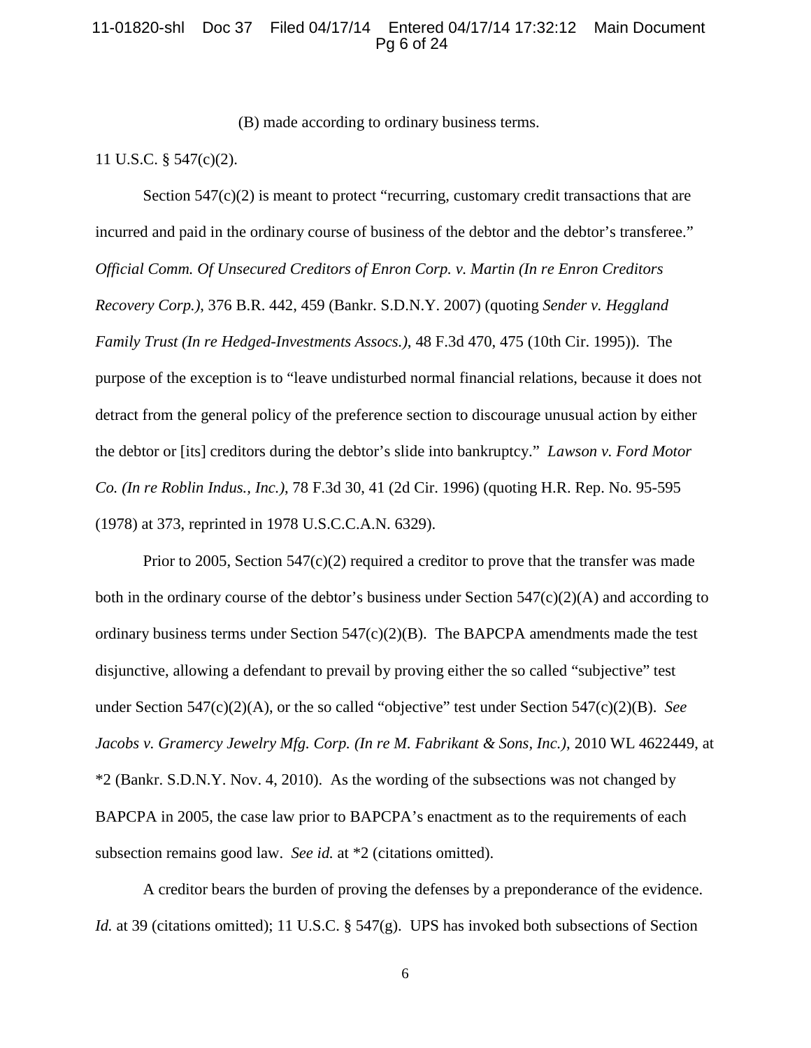(B) made according to ordinary business terms.

11 U.S.C. § 547(c)(2).

Section 547(c)(2) is meant to protect "recurring, customary credit transactions that are incurred and paid in the ordinary course of business of the debtor and the debtor's transferee." *Official Comm. Of Unsecured Creditors of Enron Corp. v. Martin (In re Enron Creditors Recovery Corp.)*, 376 B.R. 442, 459 (Bankr. S.D.N.Y. 2007) (quoting *Sender v. Heggland Family Trust (In re Hedged-Investments Assocs.)*, 48 F.3d 470, 475 (10th Cir. 1995)). The purpose of the exception is to "leave undisturbed normal financial relations, because it does not detract from the general policy of the preference section to discourage unusual action by either the debtor or [its] creditors during the debtor's slide into bankruptcy." *Lawson v. Ford Motor Co. (In re Roblin Indus., Inc.)*, 78 F.3d 30, 41 (2d Cir. 1996) (quoting H.R. Rep. No. 95-595 (1978) at 373, reprinted in 1978 U.S.C.C.A.N. 6329).

Prior to 2005, Section 547(c)(2) required a creditor to prove that the transfer was made both in the ordinary course of the debtor's business under Section 547(c)(2)(A) and according to ordinary business terms under Section 547(c)(2)(B). The BAPCPA amendments made the test disjunctive, allowing a defendant to prevail by proving either the so called "subjective" test under Section 547(c)(2)(A), or the so called "objective" test under Section 547(c)(2)(B). *See Jacobs v. Gramercy Jewelry Mfg. Corp. (In re M. Fabrikant & Sons, Inc.)*, 2010 WL 4622449, at *2 (Bankr. S.D.N.Y. Nov. 4, 2010). As the wording of the subsections was not changed by BAPCPA in 2005, the case law prior to BAPCPA's enactment as to the requirements of each subsection remains good law. *See id.* at *2 (citations omitted).

A creditor bears the burden of proving the defenses by a preponderance of the evidence. *Id.* at 39 (citations omitted); 11 U.S.C. § 547(g). UPS has invoked both subsections of Section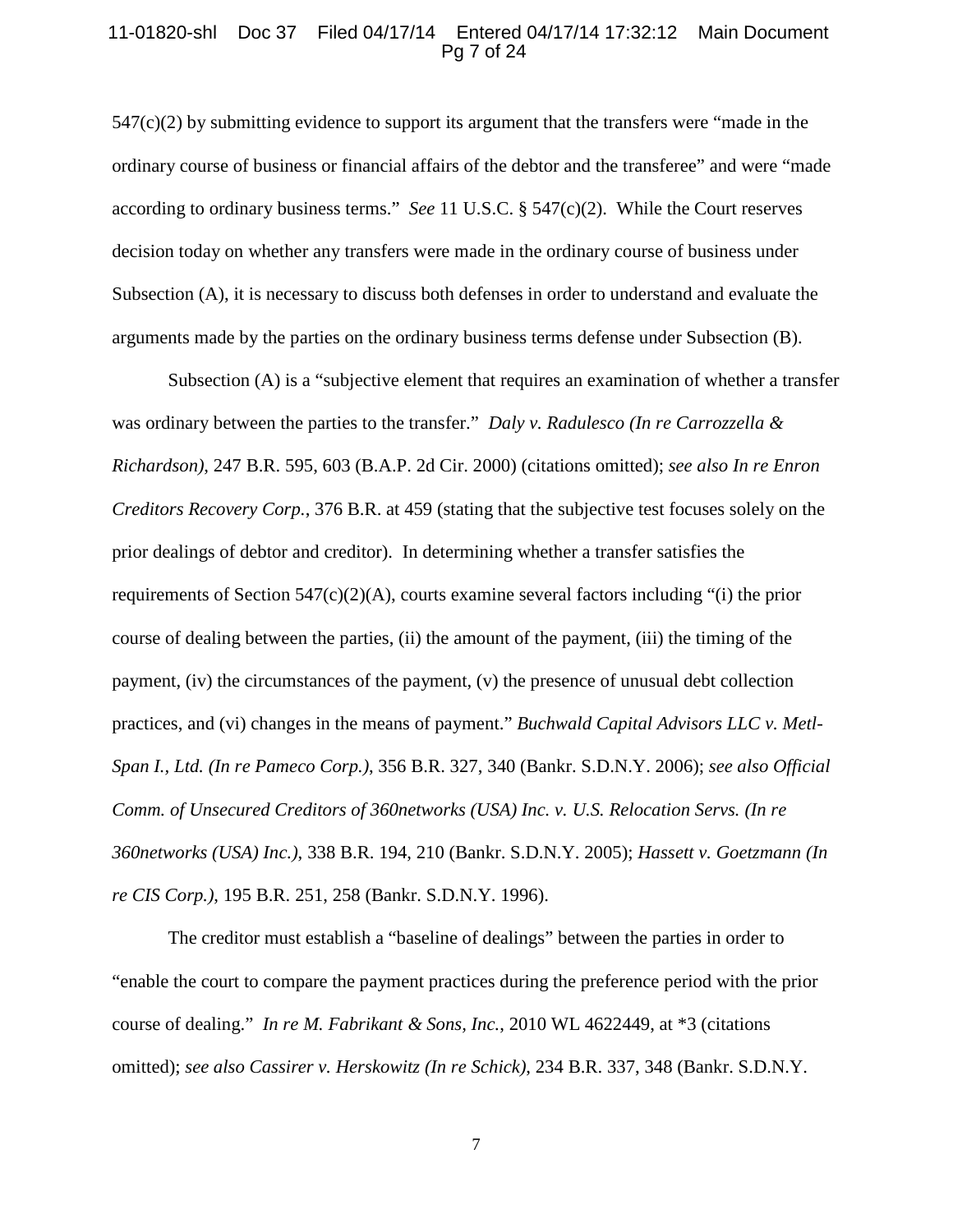547(c)(2) by submitting evidence to support its argument that the transfers were "made in the ordinary course of business or financial affairs of the debtor and the transferee" and were "made according to ordinary business terms." *See* 11 U.S.C. § 547(c)(2). While the Court reserves decision today on whether any transfers were made in the ordinary course of business under Subsection (A), it is necessary to discuss both defenses in order to understand and evaluate the arguments made by the parties on the ordinary business terms defense under Subsection (B).

Subsection (A) is a "subjective element that requires an examination of whether a transfer was ordinary between the parties to the transfer." *Daly v. Radulesco (In re Carrozzella & Richardson)*, 247 B.R. 595, 603 (B.A.P. 2d Cir. 2000) (citations omitted); *see also In re Enron Creditors Recovery Corp.*, 376 B.R. at 459 (stating that the subjective test focuses solely on the prior dealings of debtor and creditor). In determining whether a transfer satisfies the requirements of Section 547(c)(2)(A), courts examine several factors including "(i) the prior course of dealing between the parties, (ii) the amount of the payment, (iii) the timing of the payment, (iv) the circumstances of the payment, (v) the presence of unusual debt collection practices, and (vi) changes in the means of payment." *Buchwald Capital Advisors LLC v. Metl-Span I., Ltd. (In re Pameco Corp.)*, 356 B.R. 327, 340 (Bankr. S.D.N.Y. 2006); *see also Official Comm. of Unsecured Creditors of 360networks (USA) Inc. v. U.S. Relocation Servs. (In re 360networks (USA) Inc.)*, 338 B.R. 194, 210 (Bankr. S.D.N.Y. 2005); *Hassett v. Goetzmann (In re CIS Corp.)*, 195 B.R. 251, 258 (Bankr. S.D.N.Y. 1996).

The creditor must establish a "baseline of dealings" between the parties in order to "enable the court to compare the payment practices during the preference period with the prior course of dealing." *In re M. Fabrikant & Sons, Inc.*, 2010 WL 4622449, at *3 (citations omitted); *see also Cassirer v. Herskowitz (In re Schick)*, 234 B.R. 337, 348 (Bankr. S.D.N.Y.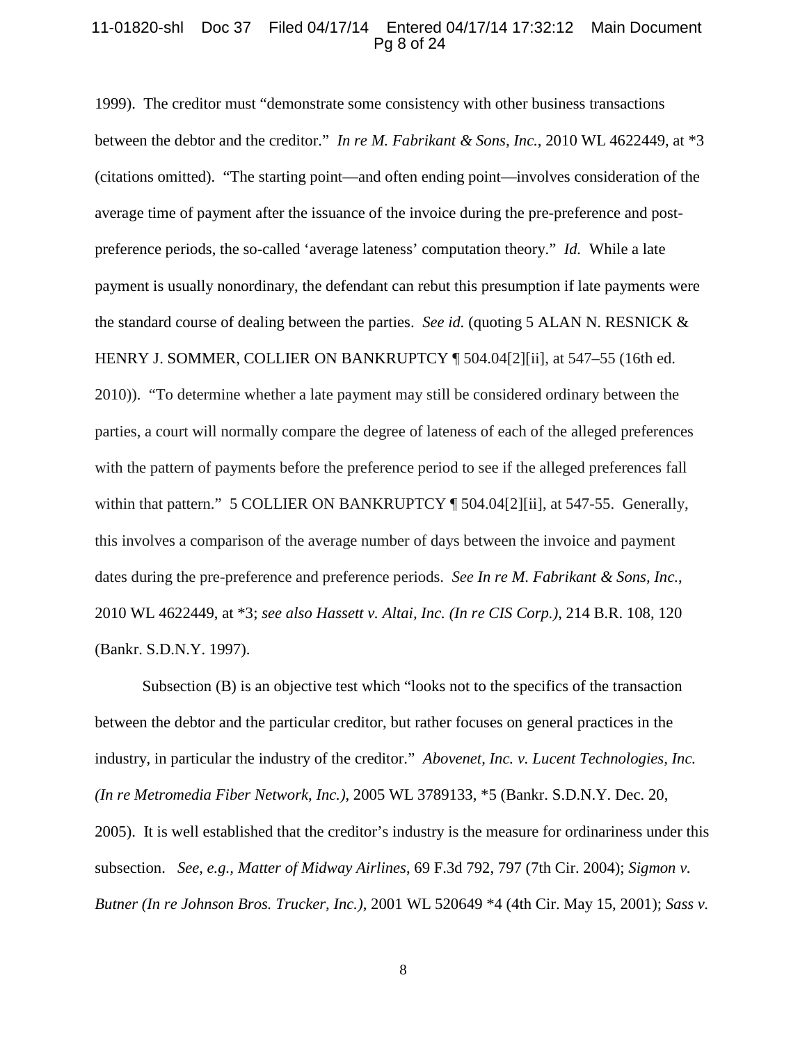1999). The creditor must "demonstrate some consistency with other business transactions between the debtor and the creditor." *In re M. Fabrikant & Sons, Inc.*, 2010 WL 4622449, at *3 (citations omitted). "The starting point—and often ending point—involves consideration of the average time of payment after the issuance of the invoice during the pre-preference and post-preference periods, the so-called 'average lateness' computation theory." *Id.* While a late payment is usually nonordinary, the defendant can rebut this presumption if late payments were the standard course of dealing between the parties. *See id.* (quoting 5 ALAN N. RESNICK & HENRY J. SOMMER, COLLIER ON BANKRUPTCY ¶ 504.04[2][ii], at 547–55 (16th ed. 2010)). "To determine whether a late payment may still be considered ordinary between the parties, a court will normally compare the degree of lateness of each of the alleged preferences with the pattern of payments before the preference period to see if the alleged preferences fall within that pattern." 5 COLLIER ON BANKRUPTCY ¶ 504.04[2][ii], at 547-55. Generally, this involves a comparison of the average number of days between the invoice and payment dates during the pre-preference and preference periods. *See In re M. Fabrikant & Sons, Inc.*, 2010 WL 4622449, at *3; *see also Hassett v. Altai, Inc. (In re CIS Corp.)*, 214 B.R. 108, 120 (Bankr. S.D.N.Y. 1997).

Subsection (B) is an objective test which "looks not to the specifics of the transaction between the debtor and the particular creditor, but rather focuses on general practices in the industry, in particular the industry of the creditor." *Abovenet, Inc. v. Lucent Technologies, Inc. (In re Metromedia Fiber Network, Inc.)*, 2005 WL 3789133, *5 (Bankr. S.D.N.Y. Dec. 20, 2005). It is well established that the creditor's industry is the measure for ordinariness under this subsection. *See, e.g., Matter of Midway Airlines*, 69 F.3d 792, 797 (7th Cir. 2004); *Sigmon v. Butner (In re Johnson Bros. Trucker, Inc.)*, 2001 WL 520649 *4 (4th Cir. May 15, 2001); *Sass v.*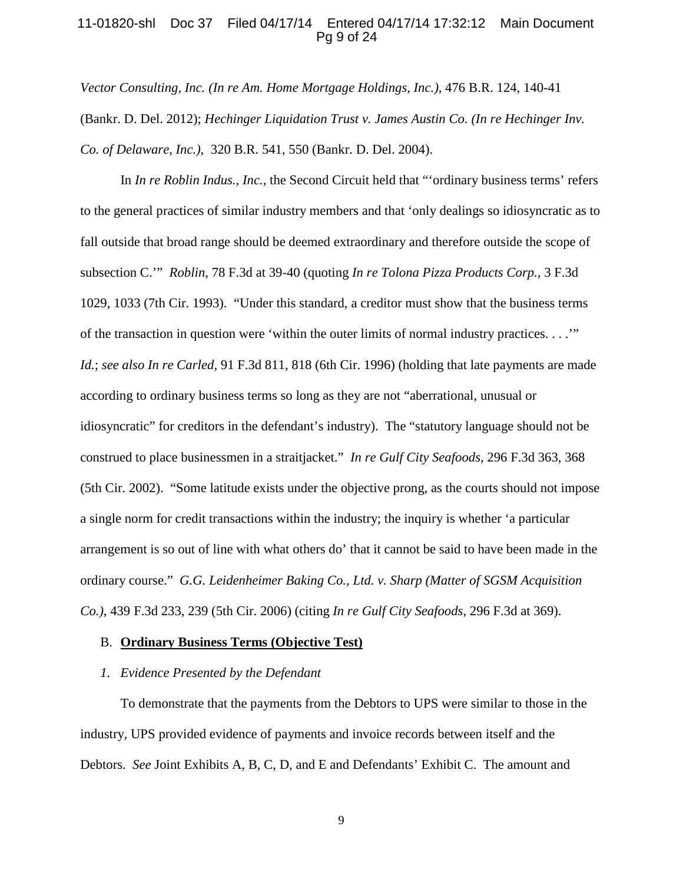*Vector Consulting, Inc. (In re Am. Home Mortgage Holdings, Inc.)*, 476 B.R. 124, 140-41 (Bankr. D. Del. 2012); *Hechinger Liquidation Trust v. James Austin Co. (In re Hechinger Inv. Co. of Delaware, Inc.)*, 320 B.R. 541, 550 (Bankr. D. Del. 2004).

In *In re Roblin Indus., Inc.*, the Second Circuit held that "'ordinary business terms' refers to the general practices of similar industry members and that 'only dealings so idiosyncratic as to fall outside that broad range should be deemed extraordinary and therefore outside the scope of subsection C.'" *Roblin*, 78 F.3d at 39-40 (quoting *In re Tolona Pizza Products Corp.*, 3 F.3d 1029, 1033 (7th Cir. 1993). "Under this standard, a creditor must show that the business terms of the transaction in question were 'within the outer limits of normal industry practices. . . .'" *Id.*; *see also In re Carled*, 91 F.3d 811, 818 (6th Cir. 1996) (holding that late payments are made according to ordinary business terms so long as they are not "aberrational, unusual or idiosyncratic" for creditors in the defendant's industry). The "statutory language should not be construed to place businessmen in a straitjacket." *In re Gulf City Seafoods*, 296 F.3d 363, 368 (5th Cir. 2002). "Some latitude exists under the objective prong, as the courts should not impose a single norm for credit transactions within the industry; the inquiry is whether 'a particular arrangement is so out of line with what others do' that it cannot be said to have been made in the ordinary course." *G.G. Leidenheimer Baking Co., Ltd. v. Sharp (Matter of SGSM Acquisition Co.)*, 439 F.3d 233, 239 (5th Cir. 2006) (citing *In re Gulf City Seafoods*, 296 F.3d at 369).

B. **Ordinary Business Terms (Objective Test)**

*1. Evidence Presented by the Defendant*

To demonstrate that the payments from the Debtors to UPS were similar to those in the industry, UPS provided evidence of payments and invoice records between itself and the Debtors. *See* Joint Exhibits A, B, C, D, and E and Defendants' Exhibit C. The amount and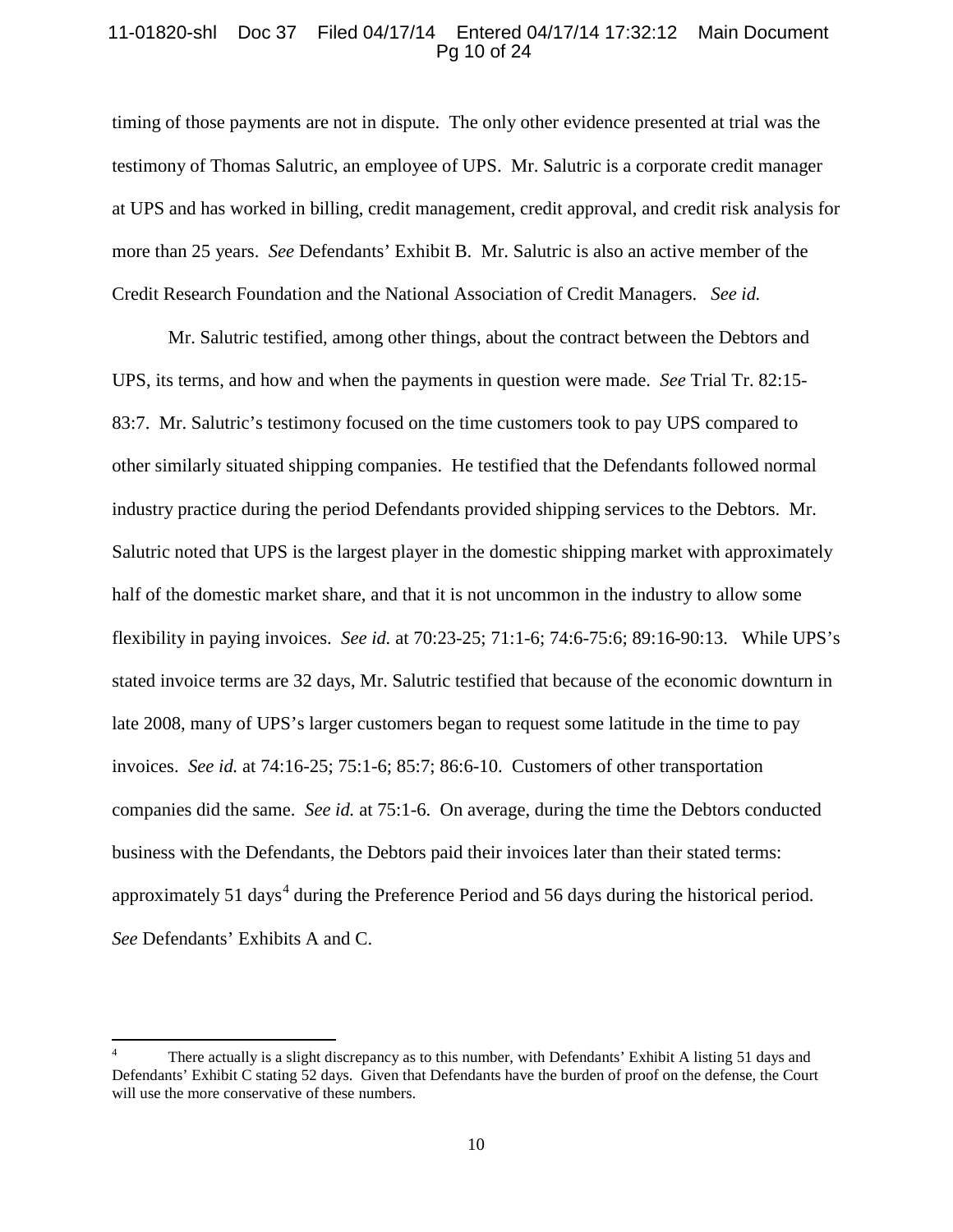timing of those payments are not in dispute. The only other evidence presented at trial was the testimony of Thomas Salutric, an employee of UPS. Mr. Salutric is a corporate credit manager at UPS and has worked in billing, credit management, credit approval, and credit risk analysis for more than 25 years. *See* Defendants' Exhibit B. Mr. Salutric is also an active member of the Credit Research Foundation and the National Association of Credit Managers. *See id.*

Mr. Salutric testified, among other things, about the contract between the Debtors and UPS, its terms, and how and when the payments in question were made. *See* Trial Tr. 82:15-83:7. Mr. Salutric's testimony focused on the time customers took to pay UPS compared to other similarly situated shipping companies. He testified that the Defendants followed normal industry practice during the period Defendants provided shipping services to the Debtors. Mr. Salutric noted that UPS is the largest player in the domestic shipping market with approximately half of the domestic market share, and that it is not uncommon in the industry to allow some flexibility in paying invoices. *See id.* at 70:23-25; 71:1-6; 74:6-75:6; 89:16-90:13. While UPS's stated invoice terms are 32 days, Mr. Salutric testified that because of the economic downturn in late 2008, many of UPS's larger customers began to request some latitude in the time to pay invoices. *See id.* at 74:16-25; 75:1-6; 85:7; 86:6-10. Customers of other transportation companies did the same. *See id.* at 75:1-6. On average, during the time the Debtors conducted business with the Defendants, the Debtors paid their invoices later than their stated terms: approximately 51 days[4] during the Preference Period and 56 days during the historical period. *See* Defendants' Exhibits A and C.

[4] There actually is a slight discrepancy as to this number, with Defendants' Exhibit A listing 51 days and Defendants' Exhibit C stating 52 days. Given that Defendants have the burden of proof on the defense, the Court will use the more conservative of these numbers.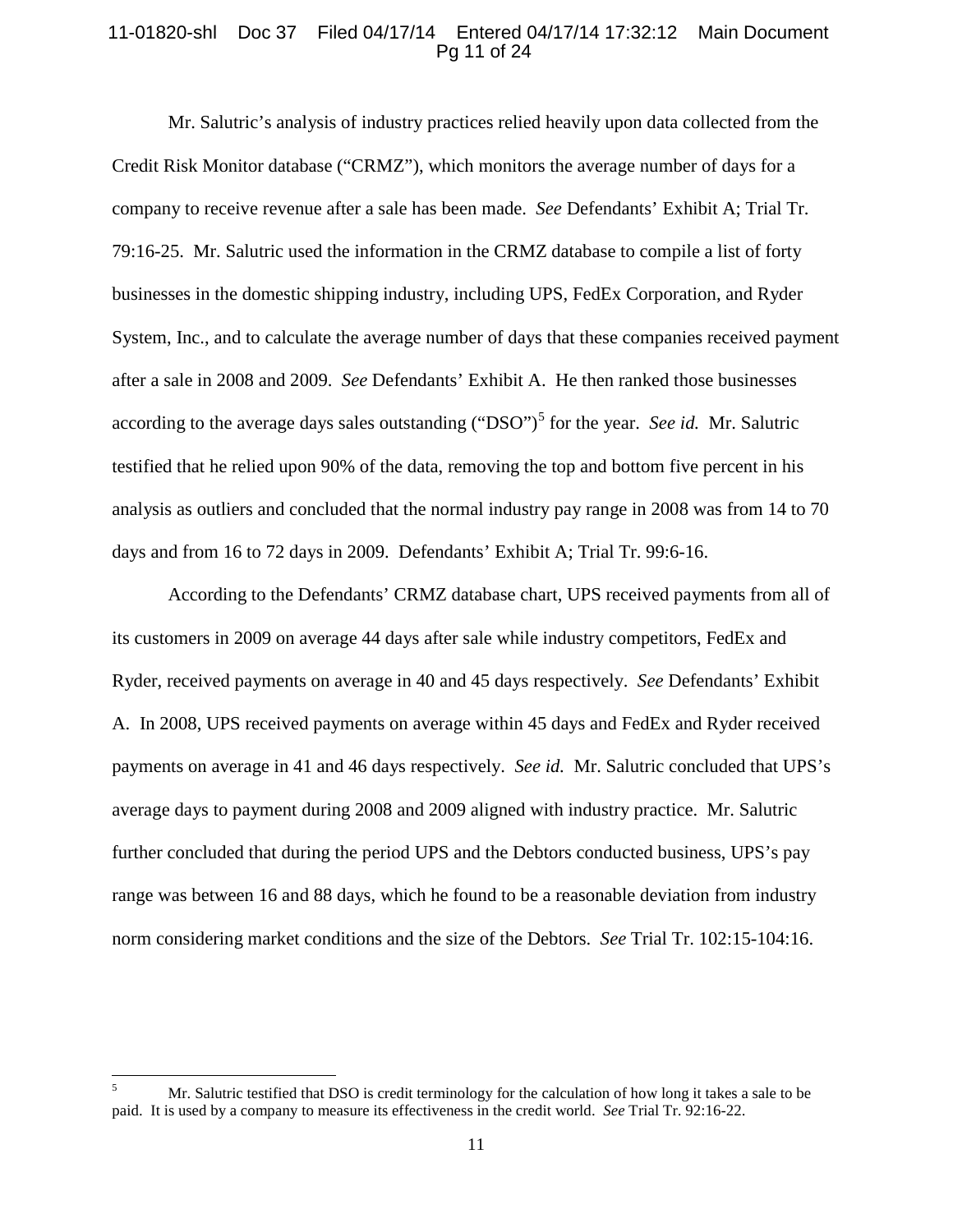Mr. Salutric's analysis of industry practices relied heavily upon data collected from the Credit Risk Monitor database ("CRMZ"), which monitors the average number of days for a company to receive revenue after a sale has been made. *See* Defendants' Exhibit A; Trial Tr. 79:16-25. Mr. Salutric used the information in the CRMZ database to compile a list of forty businesses in the domestic shipping industry, including UPS, FedEx Corporation, and Ryder System, Inc., and to calculate the average number of days that these companies received payment after a sale in 2008 and 2009. *See* Defendants' Exhibit A. He then ranked those businesses according to the average days sales outstanding ("DSO")[5] for the year. *See id.* Mr. Salutric testified that he relied upon 90% of the data, removing the top and bottom five percent in his analysis as outliers and concluded that the normal industry pay range in 2008 was from 14 to 70 days and from 16 to 72 days in 2009. Defendants' Exhibit A; Trial Tr. 99:6-16.

According to the Defendants' CRMZ database chart, UPS received payments from all of its customers in 2009 on average 44 days after sale while industry competitors, FedEx and Ryder, received payments on average in 40 and 45 days respectively. *See* Defendants' Exhibit A. In 2008, UPS received payments on average within 45 days and FedEx and Ryder received payments on average in 41 and 46 days respectively. *See id.* Mr. Salutric concluded that UPS's average days to payment during 2008 and 2009 aligned with industry practice. Mr. Salutric further concluded that during the period UPS and the Debtors conducted business, UPS's pay range was between 16 and 88 days, which he found to be a reasonable deviation from industry norm considering market conditions and the size of the Debtors. *See* Trial Tr. 102:15-104:16.

---

[5] Mr. Salutric testified that DSO is credit terminology for the calculation of how long it takes a sale to be paid. It is used by a company to measure its effectiveness in the credit world. *See* Trial Tr. 92:16-22.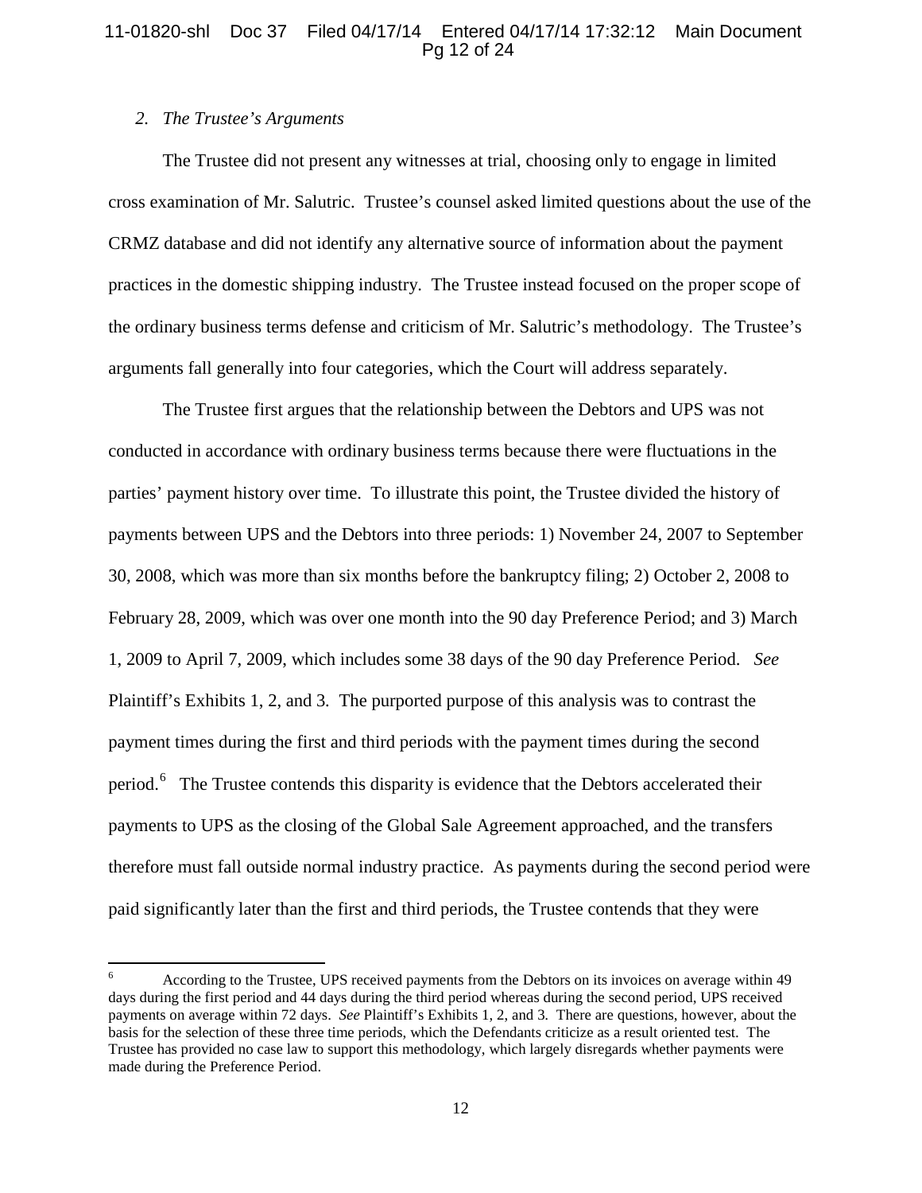*2. The Trustee's Arguments*

The Trustee did not present any witnesses at trial, choosing only to engage in limited cross examination of Mr. Salutric. Trustee's counsel asked limited questions about the use of the CRMZ database and did not identify any alternative source of information about the payment practices in the domestic shipping industry. The Trustee instead focused on the proper scope of the ordinary business terms defense and criticism of Mr. Salutric's methodology. The Trustee's arguments fall generally into four categories, which the Court will address separately.

The Trustee first argues that the relationship between the Debtors and UPS was not conducted in accordance with ordinary business terms because there were fluctuations in the parties' payment history over time. To illustrate this point, the Trustee divided the history of payments between UPS and the Debtors into three periods: 1) November 24, 2007 to September 30, 2008, which was more than six months before the bankruptcy filing; 2) October 2, 2008 to February 28, 2009, which was over one month into the 90 day Preference Period; and 3) March 1, 2009 to April 7, 2009, which includes some 38 days of the 90 day Preference Period. *See* Plaintiff's Exhibits 1, 2, and 3. The purported purpose of this analysis was to contrast the payment times during the first and third periods with the payment times during the second period.[6] The Trustee contends this disparity is evidence that the Debtors accelerated their payments to UPS as the closing of the Global Sale Agreement approached, and the transfers therefore must fall outside normal industry practice. As payments during the second period were paid significantly later than the first and third periods, the Trustee contends that they were

---

[6] According to the Trustee, UPS received payments from the Debtors on its invoices on average within 49 days during the first period and 44 days during the third period whereas during the second period, UPS received payments on average within 72 days. *See* Plaintiff's Exhibits 1, 2, and 3. There are questions, however, about the basis for the selection of these three time periods, which the Defendants criticize as a result oriented test. The Trustee has provided no case law to support this methodology, which largely disregards whether payments were made during the Preference Period.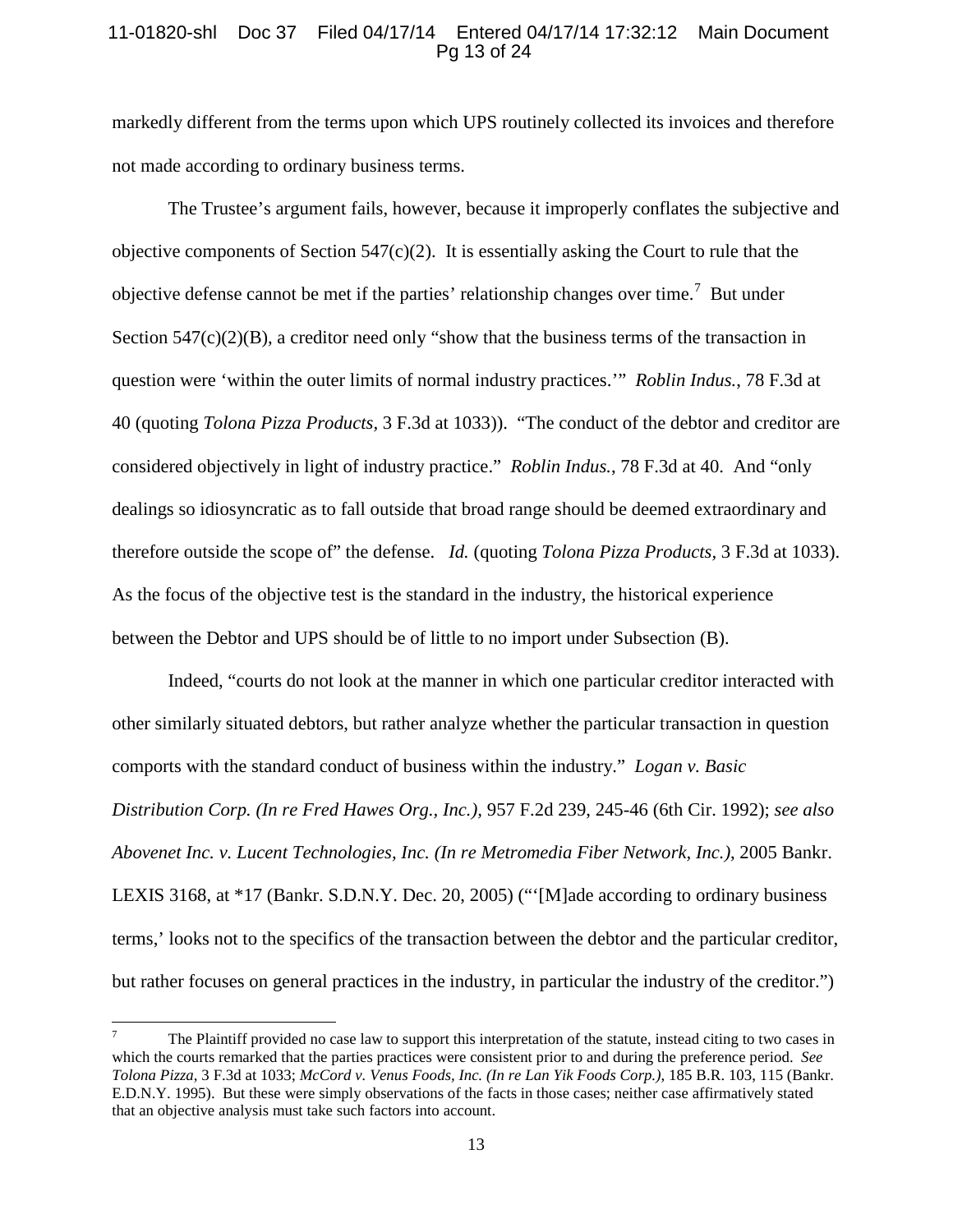markedly different from the terms upon which UPS routinely collected its invoices and therefore not made according to ordinary business terms.

The Trustee's argument fails, however, because it improperly conflates the subjective and objective components of Section 547(c)(2). It is essentially asking the Court to rule that the objective defense cannot be met if the parties' relationship changes over time.[7] But under Section 547(c)(2)(B), a creditor need only "show that the business terms of the transaction in question were 'within the outer limits of normal industry practices.'" *Roblin Indus.*, 78 F.3d at 40 (quoting *Tolona Pizza Products,* 3 F.3d at 1033)). "The conduct of the debtor and creditor are considered objectively in light of industry practice." *Roblin Indus.*, 78 F.3d at 40. And "only dealings so idiosyncratic as to fall outside that broad range should be deemed extraordinary and therefore outside the scope of" the defense. *Id.* (quoting *Tolona Pizza Products,* 3 F.3d at 1033). As the focus of the objective test is the standard in the industry, the historical experience between the Debtor and UPS should be of little to no import under Subsection (B).

Indeed, "courts do not look at the manner in which one particular creditor interacted with other similarly situated debtors, but rather analyze whether the particular transaction in question comports with the standard conduct of business within the industry." *Logan v. Basic Distribution Corp. (In re Fred Hawes Org., Inc.),* 957 F.2d 239, 245-46 (6th Cir. 1992); *see also Abovenet Inc. v. Lucent Technologies, Inc. (In re Metromedia Fiber Network, Inc.),* 2005 Bankr. LEXIS 3168, at *17 (Bankr. S.D.N.Y. Dec. 20, 2005) ("'[M]ade according to ordinary business terms,' looks not to the specifics of the transaction between the debtor and the particular creditor, but rather focuses on general practices in the industry, in particular the industry of the creditor.")

---

[7] The Plaintiff provided no case law to support this interpretation of the statute, instead citing to two cases in which the courts remarked that the parties practices were consistent prior to and during the preference period. *See Tolona Pizza*, 3 F.3d at 1033; *McCord v. Venus Foods, Inc. (In re Lan Yik Foods Corp.)*, 185 B.R. 103, 115 (Bankr. E.D.N.Y. 1995). But these were simply observations of the facts in those cases; neither case affirmatively stated that an objective analysis must take such factors into account.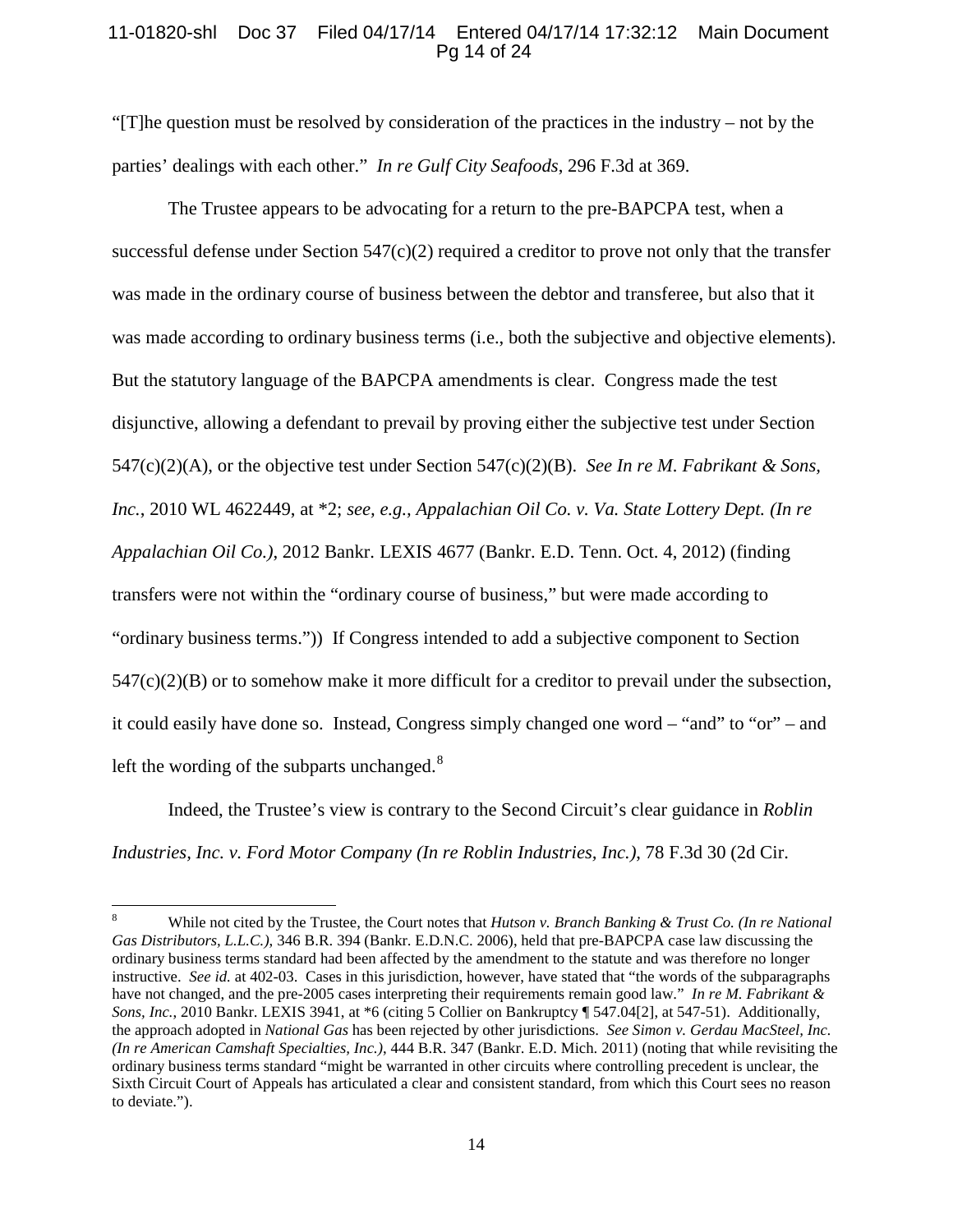"[T]he question must be resolved by consideration of the practices in the industry – not by the parties' dealings with each other." *In re Gulf City Seafoods*, 296 F.3d at 369.

The Trustee appears to be advocating for a return to the pre-BAPCPA test, when a successful defense under Section 547(c)(2) required a creditor to prove not only that the transfer was made in the ordinary course of business between the debtor and transferee, but also that it was made according to ordinary business terms (i.e., both the subjective and objective elements). But the statutory language of the BAPCPA amendments is clear. Congress made the test disjunctive, allowing a defendant to prevail by proving either the subjective test under Section 547(c)(2)(A), or the objective test under Section 547(c)(2)(B). *See In re M. Fabrikant & Sons, Inc.*, 2010 WL 4622449, at *2; *see, e.g., Appalachian Oil Co. v. Va. State Lottery Dept. (In re Appalachian Oil Co.)*, 2012 Bankr. LEXIS 4677 (Bankr. E.D. Tenn. Oct. 4, 2012) (finding transfers were not within the "ordinary course of business," but were made according to "ordinary business terms.")) If Congress intended to add a subjective component to Section 547(c)(2)(B) or to somehow make it more difficult for a creditor to prevail under the subsection, it could easily have done so. Instead, Congress simply changed one word – "and" to "or" – and left the wording of the subparts unchanged.[8]

Indeed, the Trustee's view is contrary to the Second Circuit's clear guidance in *Roblin Industries, Inc. v. Ford Motor Company (In re Roblin Industries, Inc.)*, 78 F.3d 30 (2d Cir.

---

[8] While not cited by the Trustee, the Court notes that *Hutson v. Branch Banking & Trust Co. (In re National Gas Distributors, L.L.C.)*, 346 B.R. 394 (Bankr. E.D.N.C. 2006), held that pre-BAPCPA case law discussing the ordinary business terms standard had been affected by the amendment to the statute and was therefore no longer instructive. *See id.* at 402-03. Cases in this jurisdiction, however, have stated that "the words of the subparagraphs have not changed, and the pre-2005 cases interpreting their requirements remain good law." *In re M. Fabrikant & Sons, Inc.*, 2010 Bankr. LEXIS 3941, at *6 (citing 5 Collier on Bankruptcy ¶ 547.04[2], at 547-51). Additionally, the approach adopted in *National Gas* has been rejected by other jurisdictions. *See Simon v. Gerdau MacSteel, Inc. (In re American Camshaft Specialties, Inc.)*, 444 B.R. 347 (Bankr. E.D. Mich. 2011) (noting that while revisiting the ordinary business terms standard "might be warranted in other circuits where controlling precedent is unclear, the Sixth Circuit Court of Appeals has articulated a clear and consistent standard, from which this Court sees no reason to deviate.").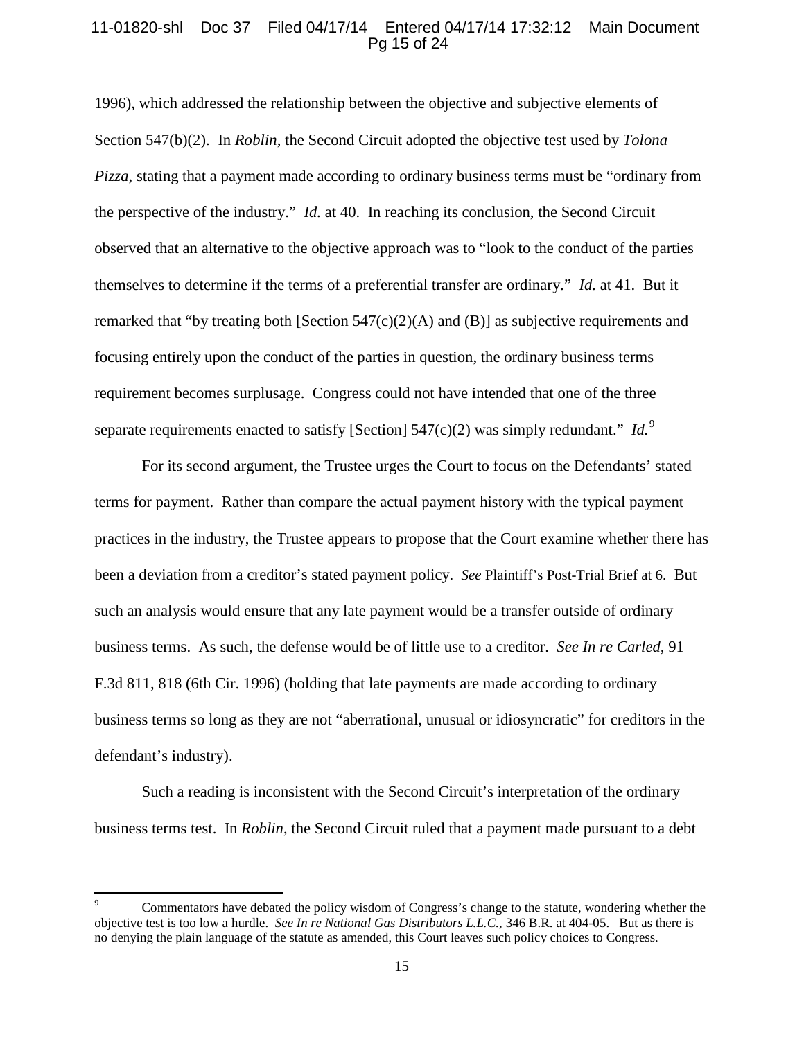1996), which addressed the relationship between the objective and subjective elements of Section 547(b)(2). In *Roblin*, the Second Circuit adopted the objective test used by *Tolona Pizza*, stating that a payment made according to ordinary business terms must be "ordinary from the perspective of the industry." *Id.* at 40. In reaching its conclusion, the Second Circuit observed that an alternative to the objective approach was to "look to the conduct of the parties themselves to determine if the terms of a preferential transfer are ordinary." *Id.* at 41. But it remarked that "by treating both [Section 547(c)(2)(A) and (B)] as subjective requirements and focusing entirely upon the conduct of the parties in question, the ordinary business terms requirement becomes surplusage. Congress could not have intended that one of the three separate requirements enacted to satisfy [Section] 547(c)(2) was simply redundant." *Id.*[9]

For its second argument, the Trustee urges the Court to focus on the Defendants' stated terms for payment. Rather than compare the actual payment history with the typical payment practices in the industry, the Trustee appears to propose that the Court examine whether there has been a deviation from a creditor's stated payment policy. *See* Plaintiff's Post-Trial Brief at 6. But such an analysis would ensure that any late payment would be a transfer outside of ordinary business terms. As such, the defense would be of little use to a creditor. *See In re Carled*, 91 F.3d 811, 818 (6th Cir. 1996) (holding that late payments are made according to ordinary business terms so long as they are not "aberrational, unusual or idiosyncratic" for creditors in the defendant's industry).

Such a reading is inconsistent with the Second Circuit's interpretation of the ordinary business terms test. In *Roblin*, the Second Circuit ruled that a payment made pursuant to a debt

---

[9] Commentators have debated the policy wisdom of Congress's change to the statute, wondering whether the objective test is too low a hurdle. *See In re National Gas Distributors L.L.C.*, 346 B.R. at 404-05. But as there is no denying the plain language of the statute as amended, this Court leaves such policy choices to Congress.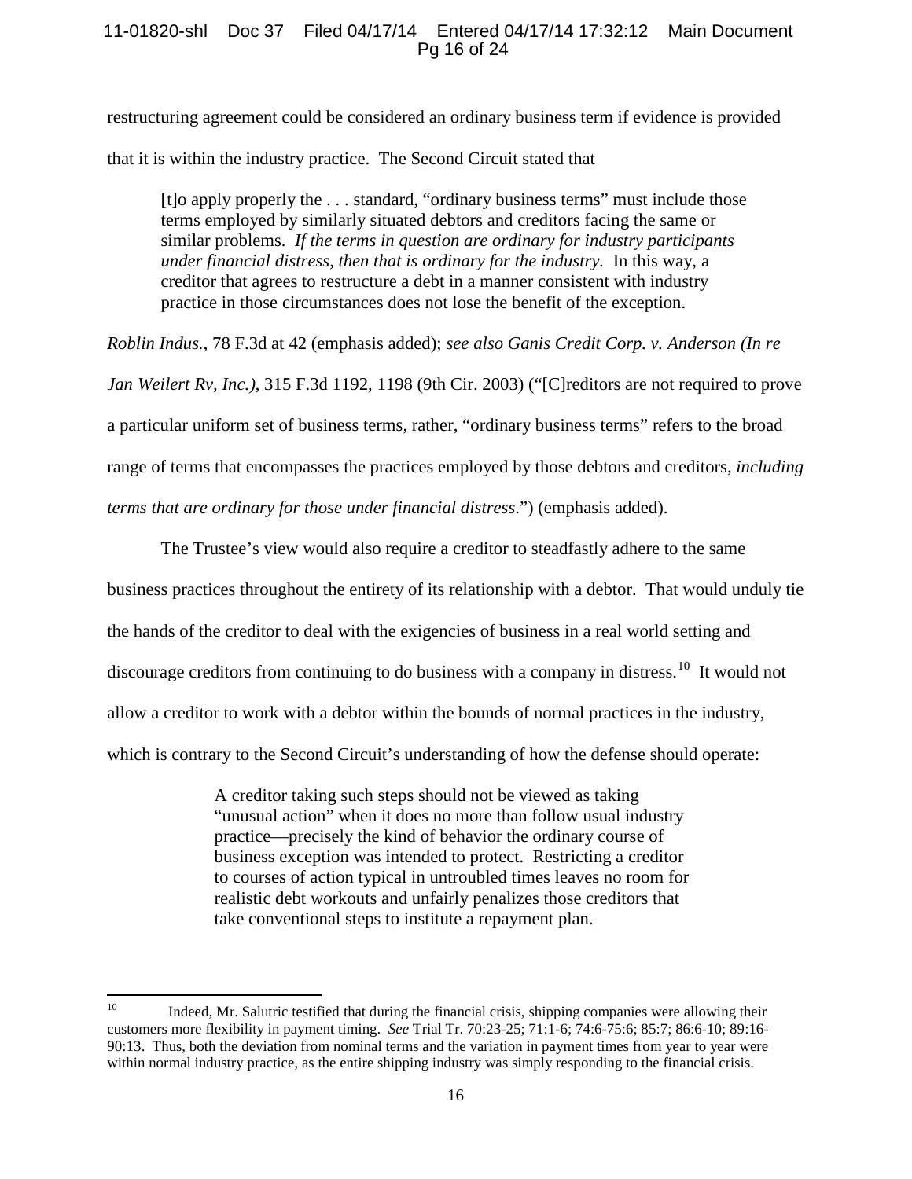restructuring agreement could be considered an ordinary business term if evidence is provided that it is within the industry practice. The Second Circuit stated that

> [t]o apply properly the . . . standard, "ordinary business terms" must include those terms employed by similarly situated debtors and creditors facing the same or similar problems. *If the terms in question are ordinary for industry participants under financial distress, then that is ordinary for the industry.* In this way, a creditor that agrees to restructure a debt in a manner consistent with industry practice in those circumstances does not lose the benefit of the exception.

*Roblin Indus.*, 78 F.3d at 42 (emphasis added); *see also Ganis Credit Corp. v. Anderson (In re Jan Weilert Rv, Inc.)*, 315 F.3d 1192, 1198 (9th Cir. 2003) ("[C]reditors are not required to prove a particular uniform set of business terms, rather, "ordinary business terms" refers to the broad range of terms that encompasses the practices employed by those debtors and creditors, *including terms that are ordinary for those under financial distress*.") (emphasis added).

The Trustee's view would also require a creditor to steadfastly adhere to the same business practices throughout the entirety of its relationship with a debtor. That would unduly tie the hands of the creditor to deal with the exigencies of business in a real world setting and discourage creditors from continuing to do business with a company in distress.[10] It would not allow a creditor to work with a debtor within the bounds of normal practices in the industry, which is contrary to the Second Circuit's understanding of how the defense should operate:

> A creditor taking such steps should not be viewed as taking "unusual action" when it does no more than follow usual industry practice—precisely the kind of behavior the ordinary course of business exception was intended to protect. Restricting a creditor to courses of action typical in untroubled times leaves no room for realistic debt workouts and unfairly penalizes those creditors that take conventional steps to institute a repayment plan.

[10] Indeed, Mr. Salutric testified that during the financial crisis, shipping companies were allowing their customers more flexibility in payment timing. *See* Trial Tr. 70:23-25; 71:1-6; 74:6-75:6; 85:7; 86:6-10; 89:16-90:13. Thus, both the deviation from nominal terms and the variation in payment times from year to year were within normal industry practice, as the entire shipping industry was simply responding to the financial crisis.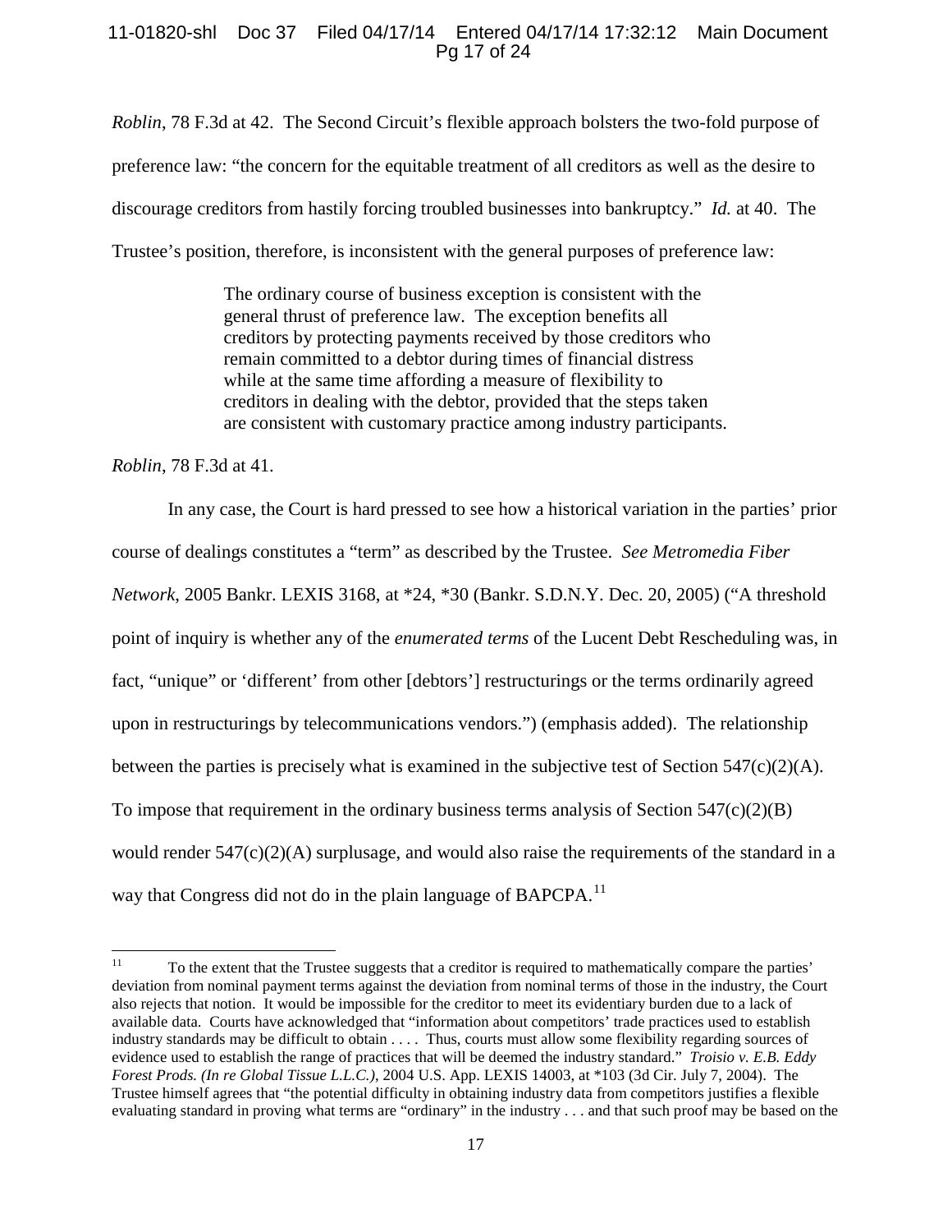*Roblin*, 78 F.3d at 42. The Second Circuit's flexible approach bolsters the two-fold purpose of preference law: "the concern for the equitable treatment of all creditors as well as the desire to discourage creditors from hastily forcing troubled businesses into bankruptcy." *Id.* at 40. The Trustee's position, therefore, is inconsistent with the general purposes of preference law:

> The ordinary course of business exception is consistent with the general thrust of preference law. The exception benefits all creditors by protecting payments received by those creditors who remain committed to a debtor during times of financial distress while at the same time affording a measure of flexibility to creditors in dealing with the debtor, provided that the steps taken are consistent with customary practice among industry participants.

*Roblin*, 78 F.3d at 41.

In any case, the Court is hard pressed to see how a historical variation in the parties' prior course of dealings constitutes a "term" as described by the Trustee. *See Metromedia Fiber Network*, 2005 Bankr. LEXIS 3168, at *24, *30 (Bankr. S.D.N.Y. Dec. 20, 2005) ("A threshold point of inquiry is whether any of the *enumerated terms* of the Lucent Debt Rescheduling was, in fact, "unique" or 'different' from other [debtors'] restructurings or the terms ordinarily agreed upon in restructurings by telecommunications vendors.") (emphasis added). The relationship between the parties is precisely what is examined in the subjective test of Section 547(c)(2)(A). To impose that requirement in the ordinary business terms analysis of Section 547(c)(2)(B) would render 547(c)(2)(A) surplusage, and would also raise the requirements of the standard in a way that Congress did not do in the plain language of BAPCPA.[11]

---

[11] To the extent that the Trustee suggests that a creditor is required to mathematically compare the parties' deviation from nominal payment terms against the deviation from nominal terms of those in the industry, the Court also rejects that notion. It would be impossible for the creditor to meet its evidentiary burden due to a lack of available data. Courts have acknowledged that "information about competitors' trade practices used to establish industry standards may be difficult to obtain . . . . Thus, courts must allow some flexibility regarding sources of evidence used to establish the range of practices that will be deemed the industry standard." *Troisio v. E.B. Eddy Forest Prods. (In re Global Tissue L.L.C.)*, 2004 U.S. App. LEXIS 14003, at *103 (3d Cir. July 7, 2004). The Trustee himself agrees that "the potential difficulty in obtaining industry data from competitors justifies a flexible evaluating standard in proving what terms are "ordinary" in the industry . . . and that such proof may be based on the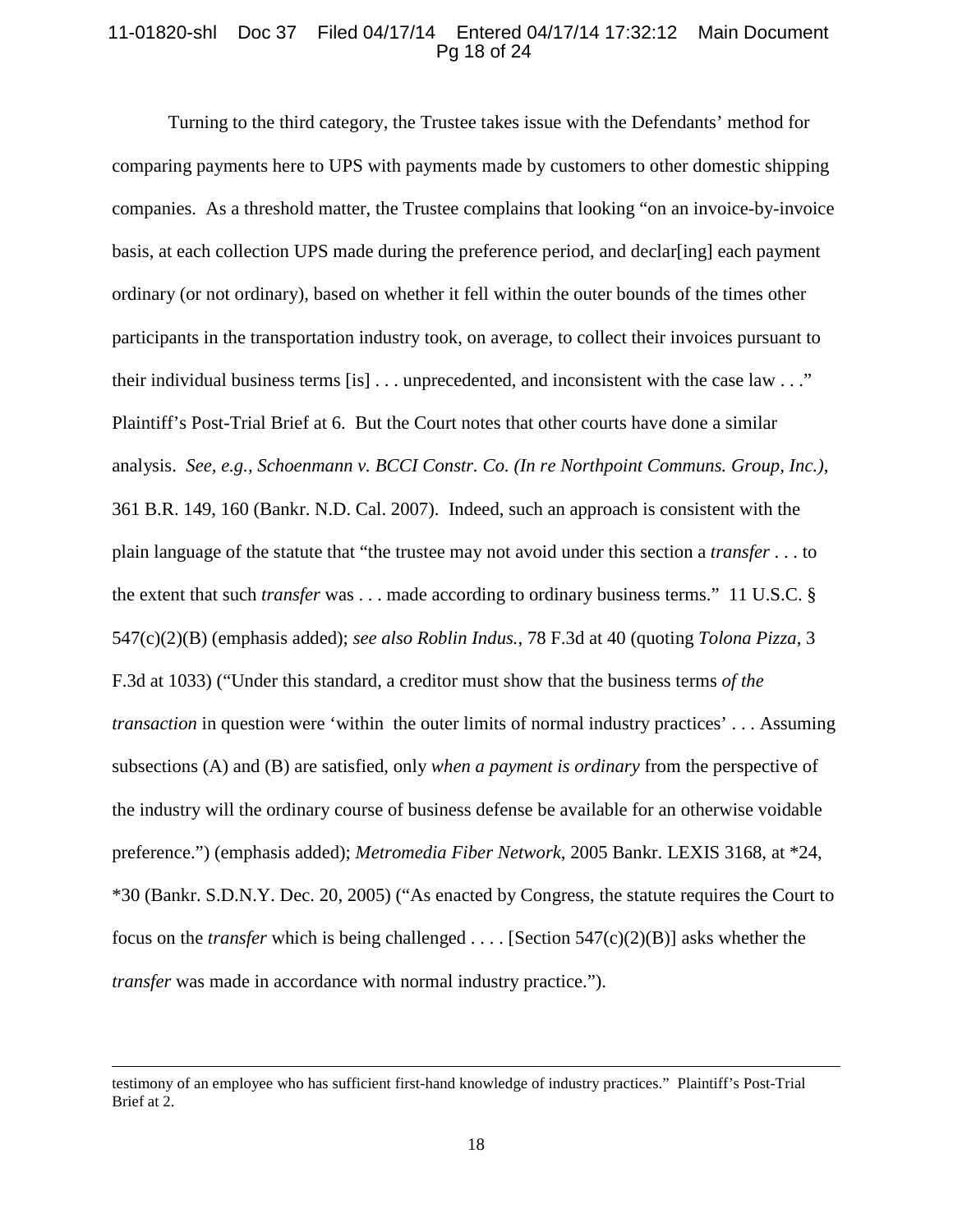Turning to the third category, the Trustee takes issue with the Defendants' method for comparing payments here to UPS with payments made by customers to other domestic shipping companies. As a threshold matter, the Trustee complains that looking "on an invoice-by-invoice basis, at each collection UPS made during the preference period, and declar[ing] each payment ordinary (or not ordinary), based on whether it fell within the outer bounds of the times other participants in the transportation industry took, on average, to collect their invoices pursuant to their individual business terms [is] . . . unprecedented, and inconsistent with the case law . . ." Plaintiff's Post-Trial Brief at 6. But the Court notes that other courts have done a similar analysis. *See, e.g.*, *Schoenmann v. BCCI Constr. Co. (In re Northpoint Communs. Group, Inc.)*, 361 B.R. 149, 160 (Bankr. N.D. Cal. 2007). Indeed, such an approach is consistent with the plain language of the statute that "the trustee may not avoid under this section a *transfer* . . . to the extent that such *transfer* was . . . made according to ordinary business terms." 11 U.S.C. § 547(c)(2)(B) (emphasis added); *see also Roblin Indus.*, 78 F.3d at 40 (quoting *Tolona Pizza*, 3 F.3d at 1033) ("Under this standard, a creditor must show that the business terms *of the transaction* in question were 'within the outer limits of normal industry practices' . . . Assuming subsections (A) and (B) are satisfied, only *when a payment is ordinary* from the perspective of the industry will the ordinary course of business defense be available for an otherwise voidable preference.") (emphasis added); *Metromedia Fiber Network*, 2005 Bankr. LEXIS 3168, at *24, *30 (Bankr. S.D.N.Y. Dec. 20, 2005) ("As enacted by Congress, the statute requires the Court to focus on the *transfer* which is being challenged . . . . [Section 547(c)(2)(B)] asks whether the *transfer* was made in accordance with normal industry practice.").

---

testimony of an employee who has sufficient first-hand knowledge of industry practices." Plaintiff's Post-Trial Brief at 2.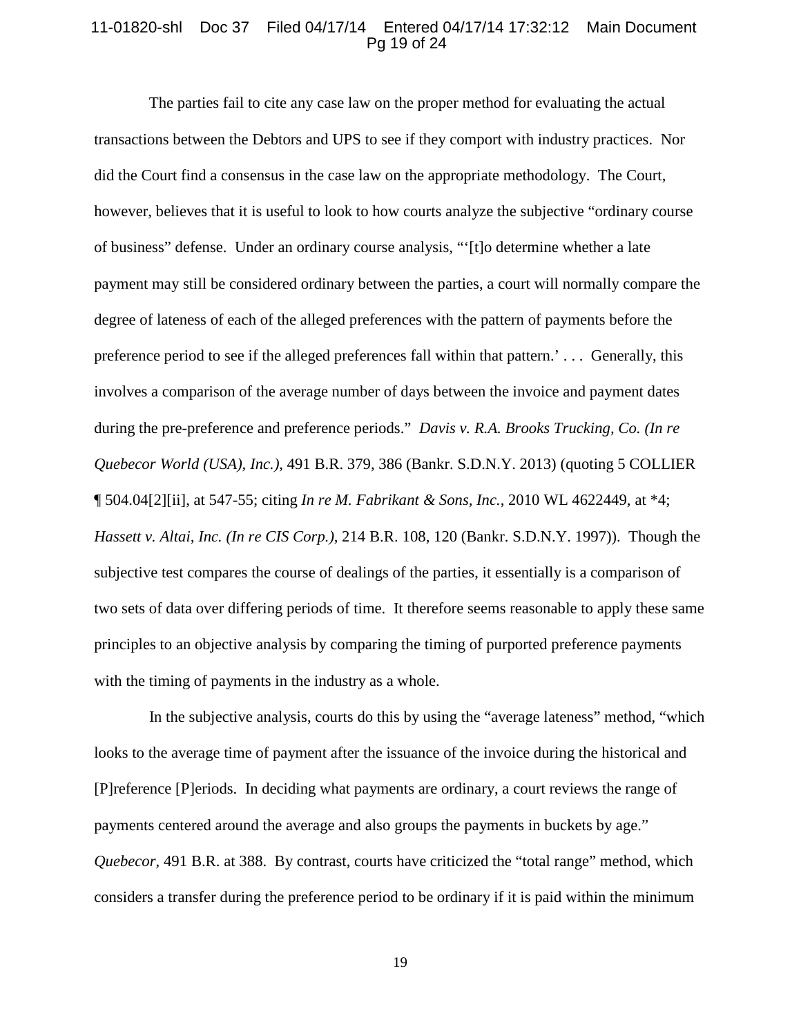The parties fail to cite any case law on the proper method for evaluating the actual transactions between the Debtors and UPS to see if they comport with industry practices. Nor did the Court find a consensus in the case law on the appropriate methodology. The Court, however, believes that it is useful to look to how courts analyze the subjective "ordinary course of business" defense. Under an ordinary course analysis, "'[t]o determine whether a late payment may still be considered ordinary between the parties, a court will normally compare the degree of lateness of each of the alleged preferences with the pattern of payments before the preference period to see if the alleged preferences fall within that pattern.' . . . Generally, this involves a comparison of the average number of days between the invoice and payment dates during the pre-preference and preference periods." *Davis v. R.A. Brooks Trucking, Co. (In re Quebecor World (USA), Inc.)*, 491 B.R. 379, 386 (Bankr. S.D.N.Y. 2013) (quoting 5 COLLIER ¶ 504.04[2][ii], at 547-55; citing *In re M. Fabrikant & Sons, Inc.*, 2010 WL 4622449, at *4; *Hassett v. Altai, Inc. (In re CIS Corp.)*, 214 B.R. 108, 120 (Bankr. S.D.N.Y. 1997)). Though the subjective test compares the course of dealings of the parties, it essentially is a comparison of two sets of data over differing periods of time. It therefore seems reasonable to apply these same principles to an objective analysis by comparing the timing of purported preference payments with the timing of payments in the industry as a whole.

In the subjective analysis, courts do this by using the "average lateness" method, "which looks to the average time of payment after the issuance of the invoice during the historical and [P]reference [P]eriods. In deciding what payments are ordinary, a court reviews the range of payments centered around the average and also groups the payments in buckets by age." *Quebecor*, 491 B.R. at 388. By contrast, courts have criticized the "total range" method, which considers a transfer during the preference period to be ordinary if it is paid within the minimum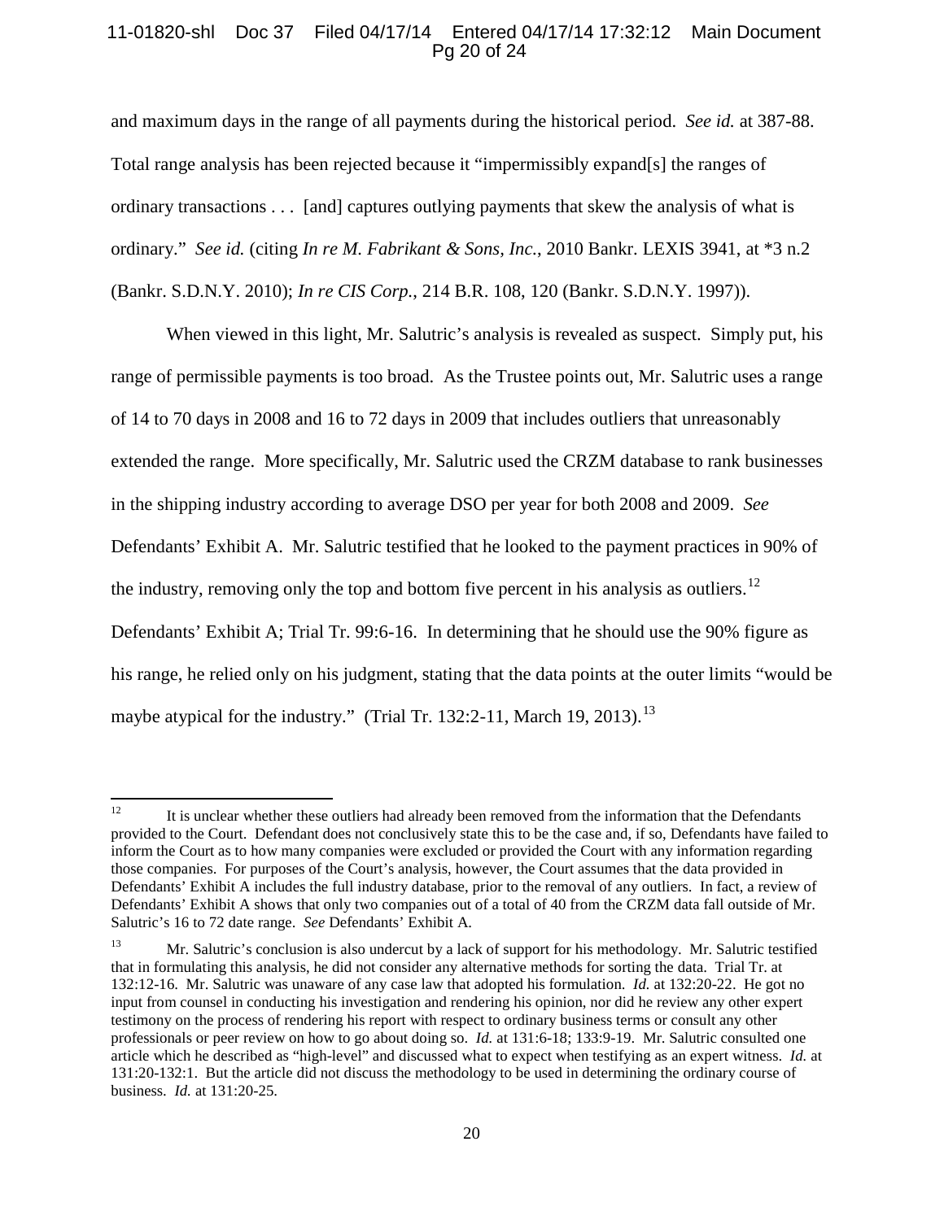and maximum days in the range of all payments during the historical period. *See id.* at 387-88. Total range analysis has been rejected because it "impermissibly expand[s] the ranges of ordinary transactions . . . [and] captures outlying payments that skew the analysis of what is ordinary." *See id.* (citing *In re M. Fabrikant & Sons, Inc.*, 2010 Bankr. LEXIS 3941, at *3 n.2 (Bankr. S.D.N.Y. 2010); *In re CIS Corp.*, 214 B.R. 108, 120 (Bankr. S.D.N.Y. 1997)).

When viewed in this light, Mr. Salutric's analysis is revealed as suspect. Simply put, his range of permissible payments is too broad. As the Trustee points out, Mr. Salutric uses a range of 14 to 70 days in 2008 and 16 to 72 days in 2009 that includes outliers that unreasonably extended the range. More specifically, Mr. Salutric used the CRZM database to rank businesses in the shipping industry according to average DSO per year for both 2008 and 2009. *See* Defendants' Exhibit A. Mr. Salutric testified that he looked to the payment practices in 90% of the industry, removing only the top and bottom five percent in his analysis as outliers.[12] Defendants' Exhibit A; Trial Tr. 99:6-16. In determining that he should use the 90% figure as his range, he relied only on his judgment, stating that the data points at the outer limits "would be maybe atypical for the industry." (Trial Tr. 132:2-11, March 19, 2013).[13]

---

[12] It is unclear whether these outliers had already been removed from the information that the Defendants provided to the Court. Defendant does not conclusively state this to be the case and, if so, Defendants have failed to inform the Court as to how many companies were excluded or provided the Court with any information regarding those companies. For purposes of the Court's analysis, however, the Court assumes that the data provided in Defendants' Exhibit A includes the full industry database, prior to the removal of any outliers. In fact, a review of Defendants' Exhibit A shows that only two companies out of a total of 40 from the CRZM data fall outside of Mr. Salutric's 16 to 72 date range. *See* Defendants' Exhibit A.

[13] Mr. Salutric's conclusion is also undercut by a lack of support for his methodology. Mr. Salutric testified that in formulating this analysis, he did not consider any alternative methods for sorting the data. Trial Tr. at 132:12-16. Mr. Salutric was unaware of any case law that adopted his formulation. *Id.* at 132:20-22. He got no input from counsel in conducting his investigation and rendering his opinion, nor did he review any other expert testimony on the process of rendering his report with respect to ordinary business terms or consult any other professionals or peer review on how to go about doing so. *Id.* at 131:6-18; 133:9-19. Mr. Salutric consulted one article which he described as "high-level" and discussed what to expect when testifying as an expert witness. *Id.* at 131:20-132:1. But the article did not discuss the methodology to be used in determining the ordinary course of business. *Id.* at 131:20-25.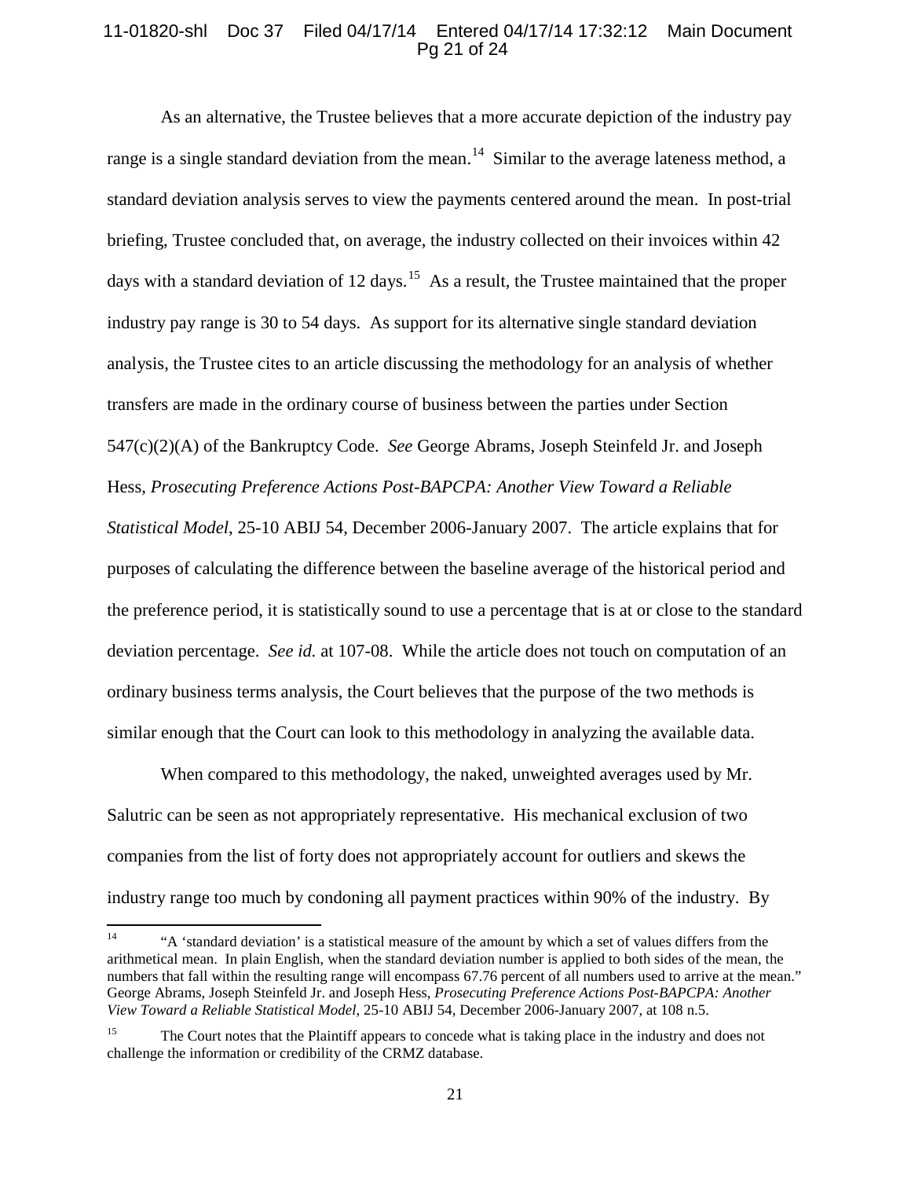As an alternative, the Trustee believes that a more accurate depiction of the industry pay range is a single standard deviation from the mean.[14] Similar to the average lateness method, a standard deviation analysis serves to view the payments centered around the mean. In post-trial briefing, Trustee concluded that, on average, the industry collected on their invoices within 42 days with a standard deviation of 12 days.[15] As a result, the Trustee maintained that the proper industry pay range is 30 to 54 days. As support for its alternative single standard deviation analysis, the Trustee cites to an article discussing the methodology for an analysis of whether transfers are made in the ordinary course of business between the parties under Section 547(c)(2)(A) of the Bankruptcy Code. *See* George Abrams, Joseph Steinfeld Jr. and Joseph Hess, *Prosecuting Preference Actions Post-BAPCPA: Another View Toward a Reliable Statistical Model*, 25-10 ABIJ 54, December 2006-January 2007. The article explains that for purposes of calculating the difference between the baseline average of the historical period and the preference period, it is statistically sound to use a percentage that is at or close to the standard deviation percentage. *See id.* at 107-08. While the article does not touch on computation of an ordinary business terms analysis, the Court believes that the purpose of the two methods is similar enough that the Court can look to this methodology in analyzing the available data.

When compared to this methodology, the naked, unweighted averages used by Mr. Salutric can be seen as not appropriately representative. His mechanical exclusion of two companies from the list of forty does not appropriately account for outliers and skews the industry range too much by condoning all payment practices within 90% of the industry. By

---

[14] "A 'standard deviation' is a statistical measure of the amount by which a set of values differs from the arithmetical mean. In plain English, when the standard deviation number is applied to both sides of the mean, the numbers that fall within the resulting range will encompass 67.76 percent of all numbers used to arrive at the mean." George Abrams, Joseph Steinfeld Jr. and Joseph Hess, *Prosecuting Preference Actions Post-BAPCPA: Another View Toward a Reliable Statistical Model*, 25-10 ABIJ 54, December 2006-January 2007, at 108 n.5.

[15] The Court notes that the Plaintiff appears to concede what is taking place in the industry and does not challenge the information or credibility of the CRMZ database.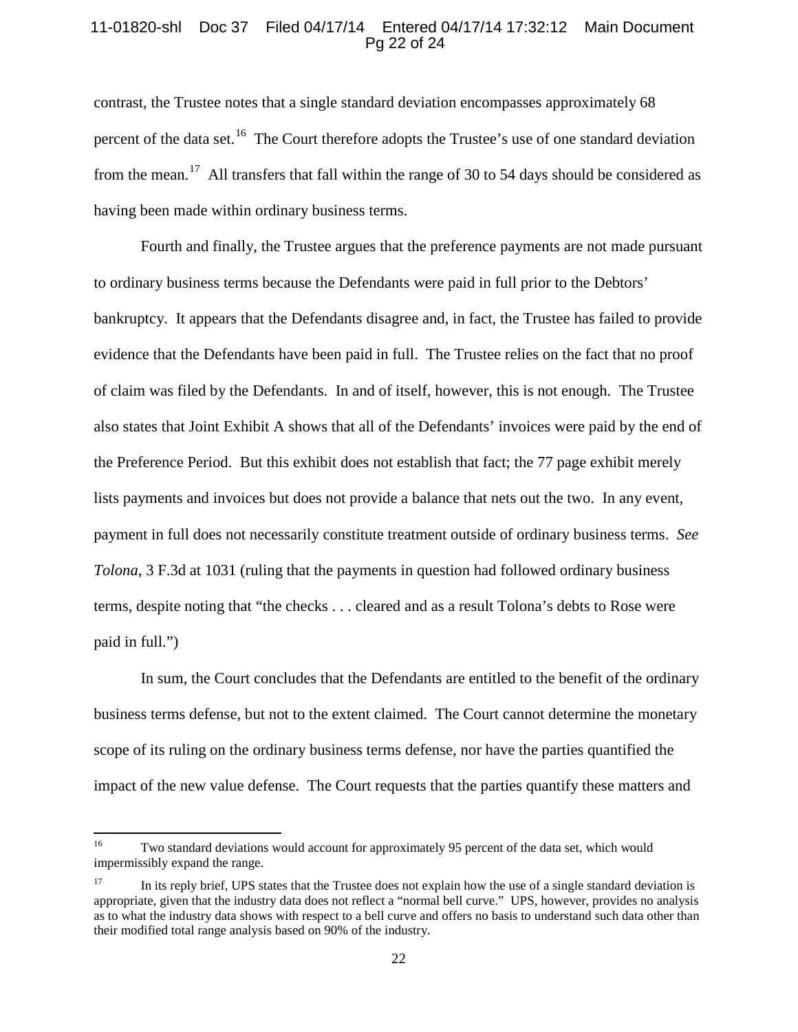contrast, the Trustee notes that a single standard deviation encompasses approximately 68 percent of the data set.[16] The Court therefore adopts the Trustee's use of one standard deviation from the mean.[17] All transfers that fall within the range of 30 to 54 days should be considered as having been made within ordinary business terms.

Fourth and finally, the Trustee argues that the preference payments are not made pursuant to ordinary business terms because the Defendants were paid in full prior to the Debtors' bankruptcy. It appears that the Defendants disagree and, in fact, the Trustee has failed to provide evidence that the Defendants have been paid in full. The Trustee relies on the fact that no proof of claim was filed by the Defendants. In and of itself, however, this is not enough. The Trustee also states that Joint Exhibit A shows that all of the Defendants' invoices were paid by the end of the Preference Period. But this exhibit does not establish that fact; the 77 page exhibit merely lists payments and invoices but does not provide a balance that nets out the two. In any event, payment in full does not necessarily constitute treatment outside of ordinary business terms. *See Tolona*, 3 F.3d at 1031 (ruling that the payments in question had followed ordinary business terms, despite noting that "the checks . . . cleared and as a result Tolona's debts to Rose were paid in full.")

In sum, the Court concludes that the Defendants are entitled to the benefit of the ordinary business terms defense, but not to the extent claimed. The Court cannot determine the monetary scope of its ruling on the ordinary business terms defense, nor have the parties quantified the impact of the new value defense. The Court requests that the parties quantify these matters and

---

[16] Two standard deviations would account for approximately 95 percent of the data set, which would impermissibly expand the range.

[17] In its reply brief, UPS states that the Trustee does not explain how the use of a single standard deviation is appropriate, given that the industry data does not reflect a "normal bell curve." UPS, however, provides no analysis as to what the industry data shows with respect to a bell curve and offers no basis to understand such data other than their modified total range analysis based on 90% of the industry.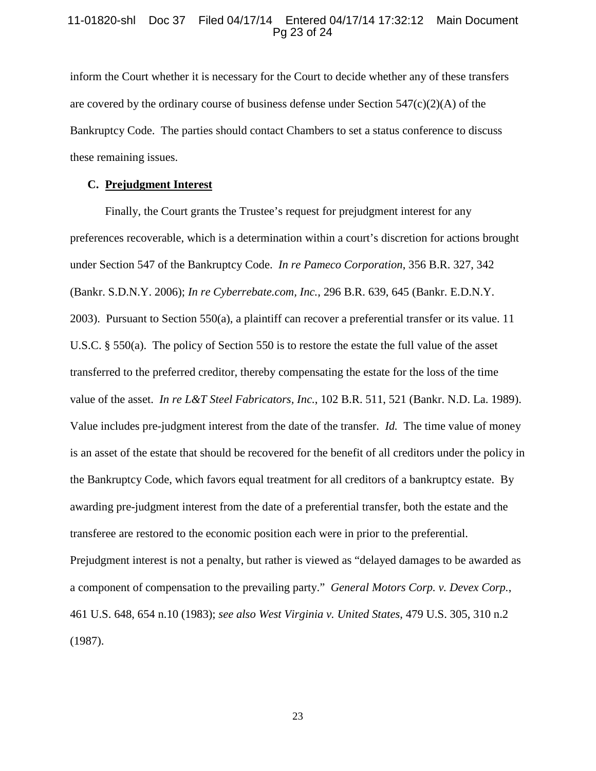inform the Court whether it is necessary for the Court to decide whether any of these transfers are covered by the ordinary course of business defense under Section 547(c)(2)(A) of the Bankruptcy Code. The parties should contact Chambers to set a status conference to discuss these remaining issues.

### C. <u>Prejudgment Interest</u>

Finally, the Court grants the Trustee's request for prejudgment interest for any preferences recoverable, which is a determination within a court's discretion for actions brought under Section 547 of the Bankruptcy Code. *In re Pameco Corporation*, 356 B.R. 327, 342 (Bankr. S.D.N.Y. 2006); *In re Cyberrebate.com, Inc.*, 296 B.R. 639, 645 (Bankr. E.D.N.Y. 2003). Pursuant to Section 550(a), a plaintiff can recover a preferential transfer or its value. 11 U.S.C. § 550(a). The policy of Section 550 is to restore the estate the full value of the asset transferred to the preferred creditor, thereby compensating the estate for the loss of the time value of the asset. *In re L&T Steel Fabricators, Inc.*, 102 B.R. 511, 521 (Bankr. N.D. La. 1989). Value includes pre-judgment interest from the date of the transfer. *Id.* The time value of money is an asset of the estate that should be recovered for the benefit of all creditors under the policy in the Bankruptcy Code, which favors equal treatment for all creditors of a bankruptcy estate. By awarding pre-judgment interest from the date of a preferential transfer, both the estate and the transferee are restored to the economic position each were in prior to the preferential. Prejudgment interest is not a penalty, but rather is viewed as "delayed damages to be awarded as a component of compensation to the prevailing party." *General Motors Corp. v. Devex Corp.*, 461 U.S. 648, 654 n.10 (1983); *see also West Virginia v. United States*, 479 U.S. 305, 310 n.2 (1987).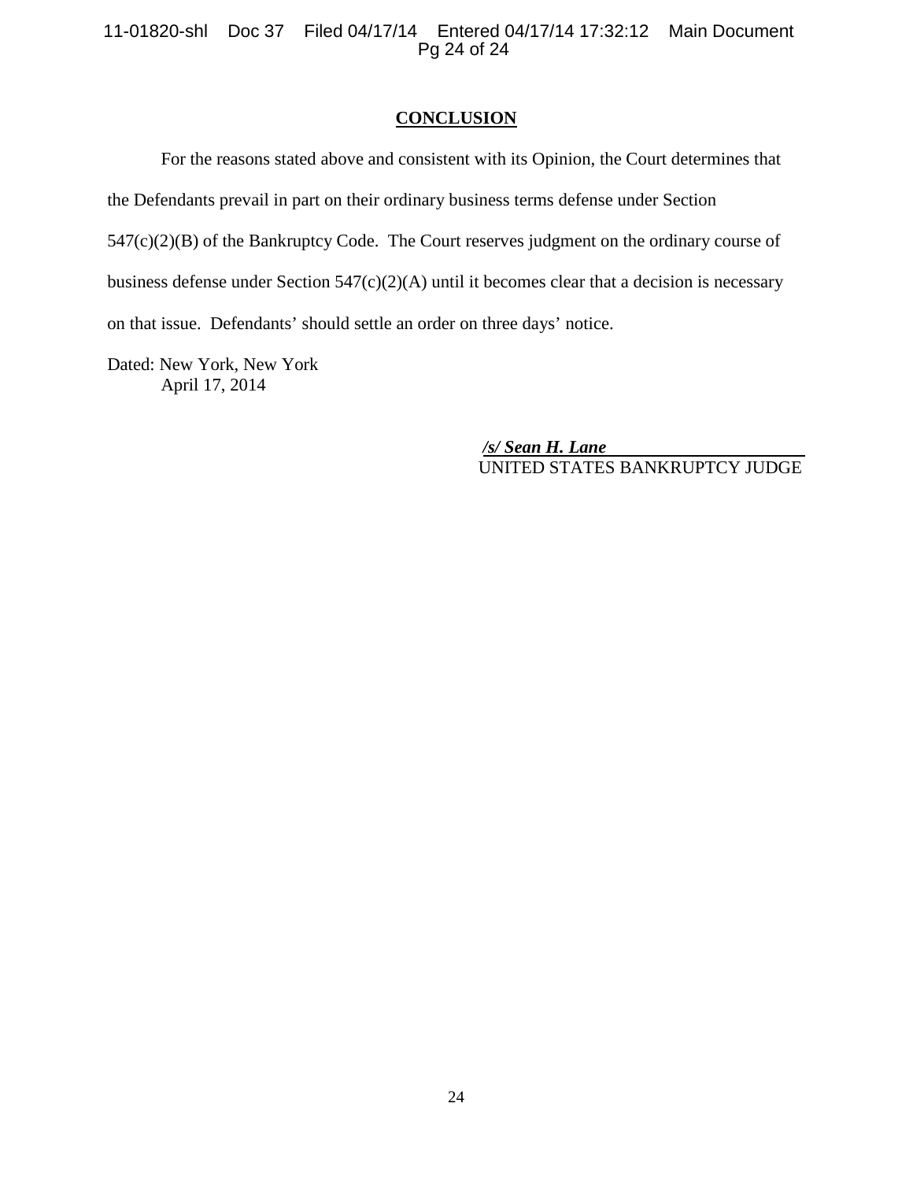## CONCLUSION

For the reasons stated above and consistent with its Opinion, the Court determines that the Defendants prevail in part on their ordinary business terms defense under Section 547(c)(2)(B) of the Bankruptcy Code. The Court reserves judgment on the ordinary course of business defense under Section 547(c)(2)(A) until it becomes clear that a decision is necessary on that issue. Defendants' should settle an order on three days' notice.

Dated: New York, New York
April 17, 2014

***/s/ Sean H. Lane***
UNITED STATES BANKRUPTCY JUDGE